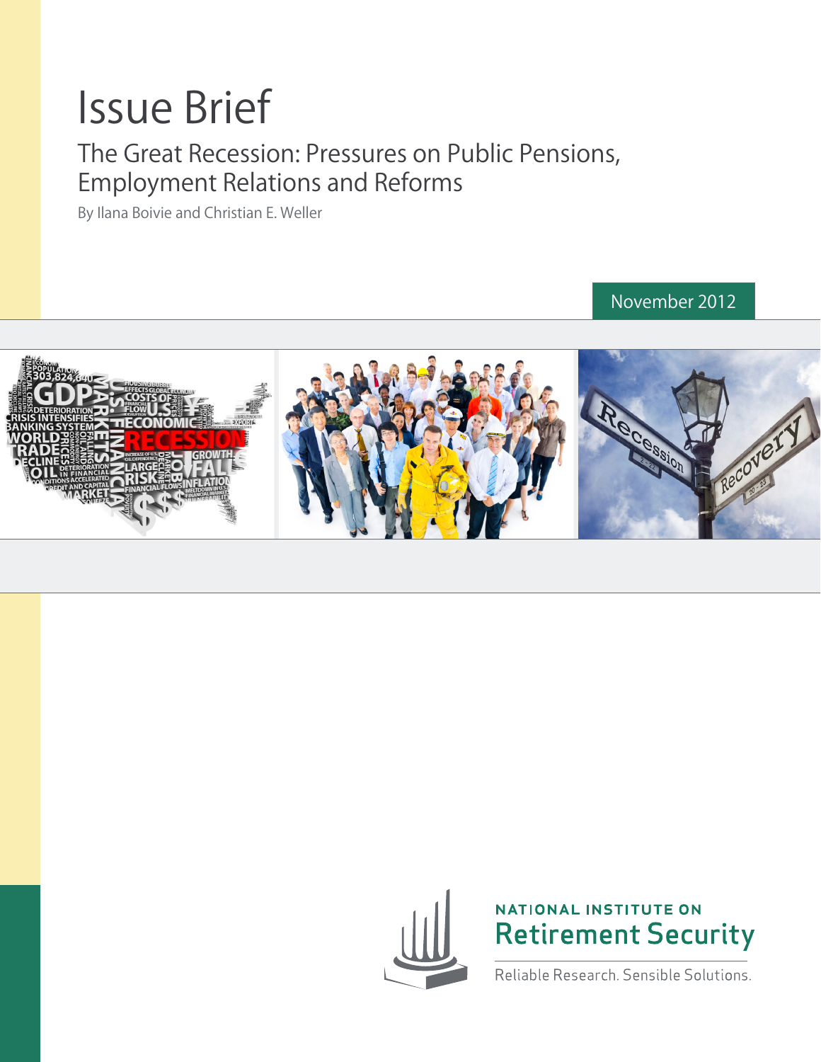# Issue Brief

## The Great Recession: Pressures on Public Pensions, Employment Relations and Reforms

By Ilana Boivie and Christian E. Weller

November 2012

NATIONAL INSTITUTE ON
Retirement Security

Reliable Research. Sensible Solutions.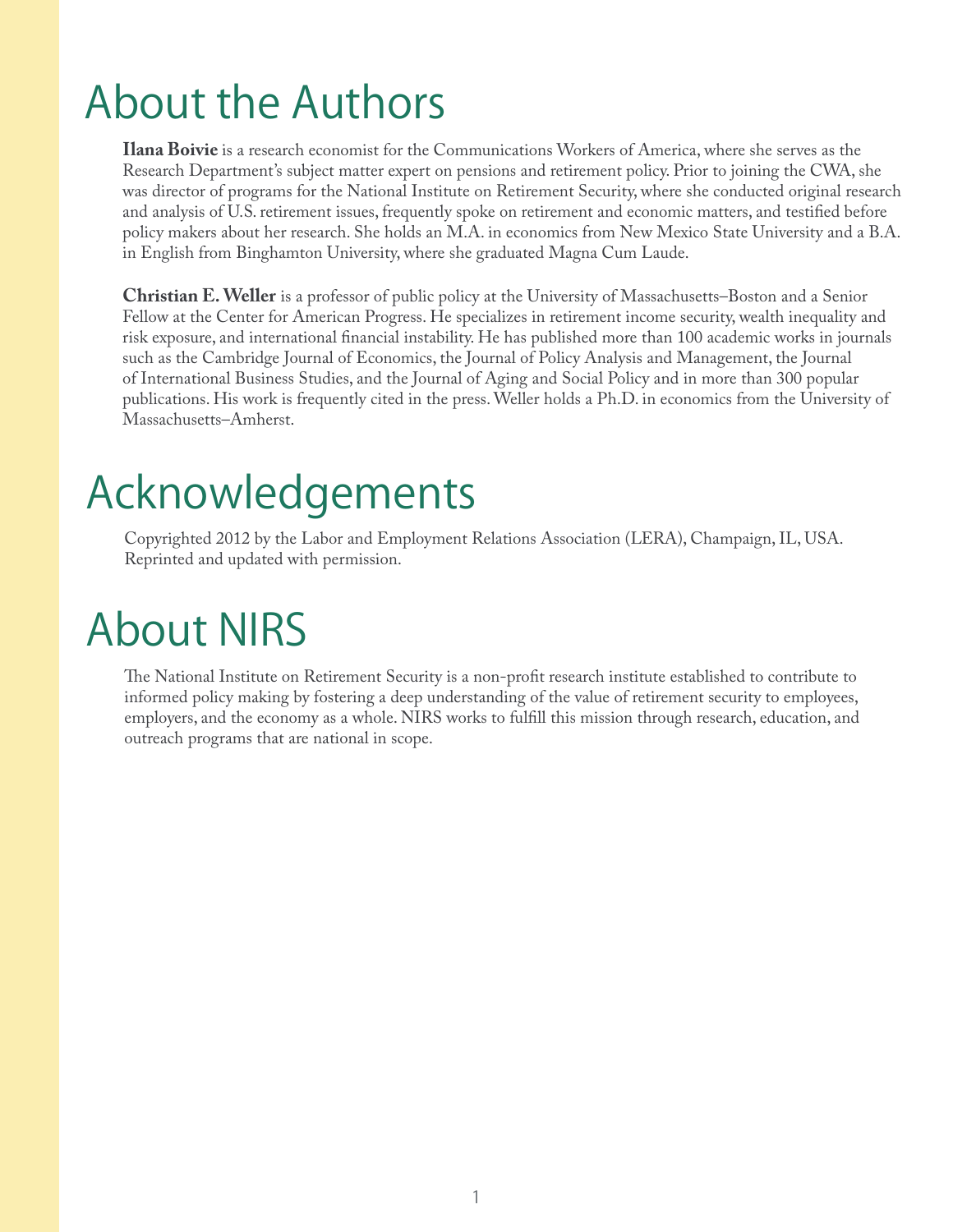# About the Authors

**Ilana Boivie** is a research economist for the Communications Workers of America, where she serves as the Research Department's subject matter expert on pensions and retirement policy. Prior to joining the CWA, she was director of programs for the National Institute on Retirement Security, where she conducted original research and analysis of U.S. retirement issues, frequently spoke on retirement and economic matters, and testified before policy makers about her research. She holds an M.A. in economics from New Mexico State University and a B.A. in English from Binghamton University, where she graduated Magna Cum Laude.

**Christian E. Weller** is a professor of public policy at the University of Massachusetts–Boston and a Senior Fellow at the Center for American Progress. He specializes in retirement income security, wealth inequality and risk exposure, and international financial instability. He has published more than 100 academic works in journals such as the Cambridge Journal of Economics, the Journal of Policy Analysis and Management, the Journal of International Business Studies, and the Journal of Aging and Social Policy and in more than 300 popular publications. His work is frequently cited in the press. Weller holds a Ph.D. in economics from the University of Massachusetts–Amherst.

# Acknowledgements

Copyrighted 2012 by the Labor and Employment Relations Association (LERA), Champaign, IL, USA. Reprinted and updated with permission.

# About NIRS

The National Institute on Retirement Security is a non-profit research institute established to contribute to informed policy making by fostering a deep understanding of the value of retirement security to employees, employers, and the economy as a whole. NIRS works to fulfill this mission through research, education, and outreach programs that are national in scope.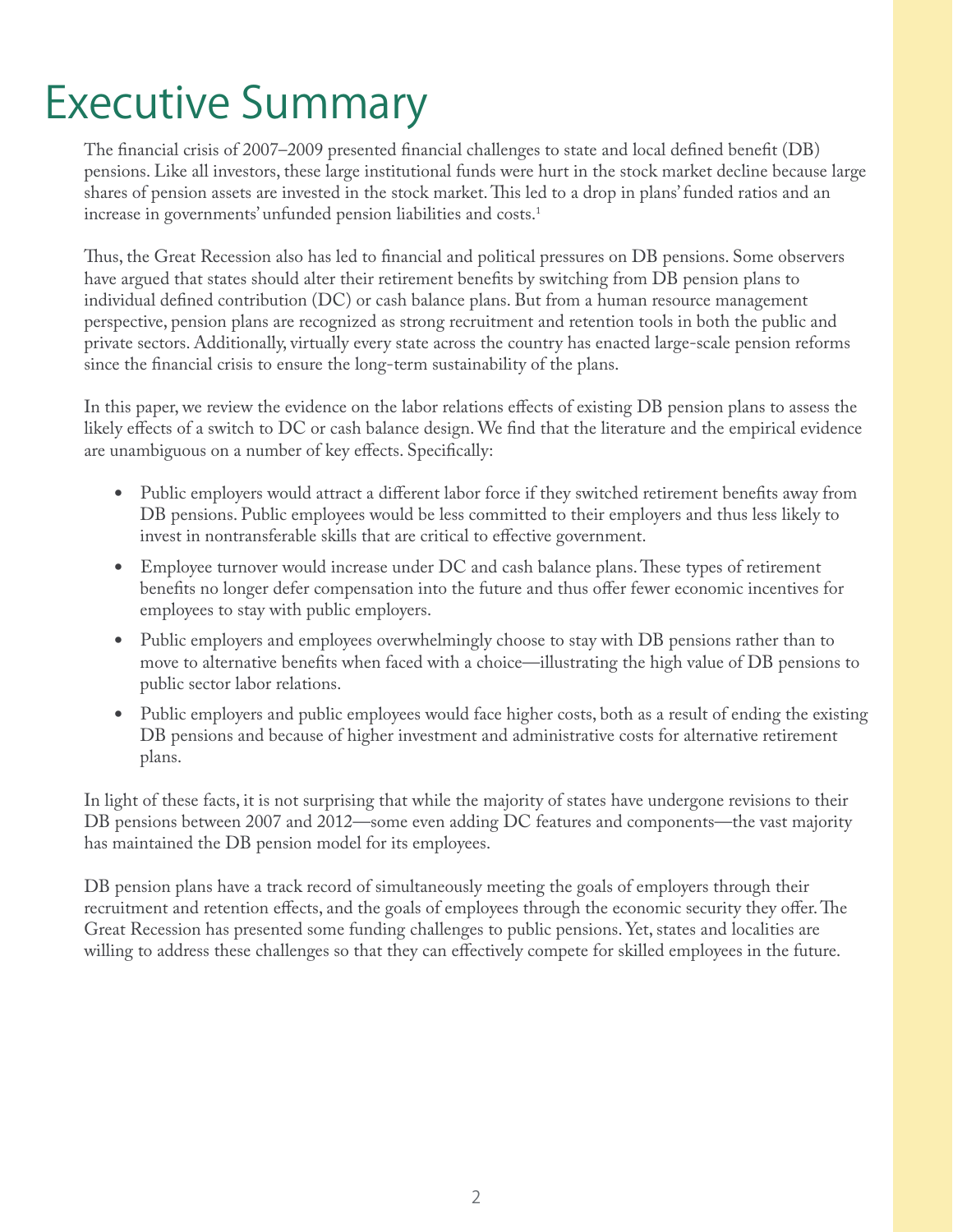# Executive Summary

The financial crisis of 2007–2009 presented financial challenges to state and local defined benefit (DB) pensions. Like all investors, these large institutional funds were hurt in the stock market decline because large shares of pension assets are invested in the stock market. This led to a drop in plans' funded ratios and an increase in governments' unfunded pension liabilities and costs.[1]

Thus, the Great Recession also has led to financial and political pressures on DB pensions. Some observers have argued that states should alter their retirement benefits by switching from DB pension plans to individual defined contribution (DC) or cash balance plans. But from a human resource management perspective, pension plans are recognized as strong recruitment and retention tools in both the public and private sectors. Additionally, virtually every state across the country has enacted large-scale pension reforms since the financial crisis to ensure the long-term sustainability of the plans.

In this paper, we review the evidence on the labor relations effects of existing DB pension plans to assess the likely effects of a switch to DC or cash balance design. We find that the literature and the empirical evidence are unambiguous on a number of key effects. Specifically:

- Public employers would attract a different labor force if they switched retirement benefits away from DB pensions. Public employees would be less committed to their employers and thus less likely to invest in nontransferable skills that are critical to effective government.
- Employee turnover would increase under DC and cash balance plans. These types of retirement benefits no longer defer compensation into the future and thus offer fewer economic incentives for employees to stay with public employers.
- Public employers and employees overwhelmingly choose to stay with DB pensions rather than to move to alternative benefits when faced with a choice—illustrating the high value of DB pensions to public sector labor relations.
- Public employers and public employees would face higher costs, both as a result of ending the existing DB pensions and because of higher investment and administrative costs for alternative retirement plans.

In light of these facts, it is not surprising that while the majority of states have undergone revisions to their DB pensions between 2007 and 2012—some even adding DC features and components—the vast majority has maintained the DB pension model for its employees.

DB pension plans have a track record of simultaneously meeting the goals of employers through their recruitment and retention effects, and the goals of employees through the economic security they offer. The Great Recession has presented some funding challenges to public pensions. Yet, states and localities are willing to address these challenges so that they can effectively compete for skilled employees in the future.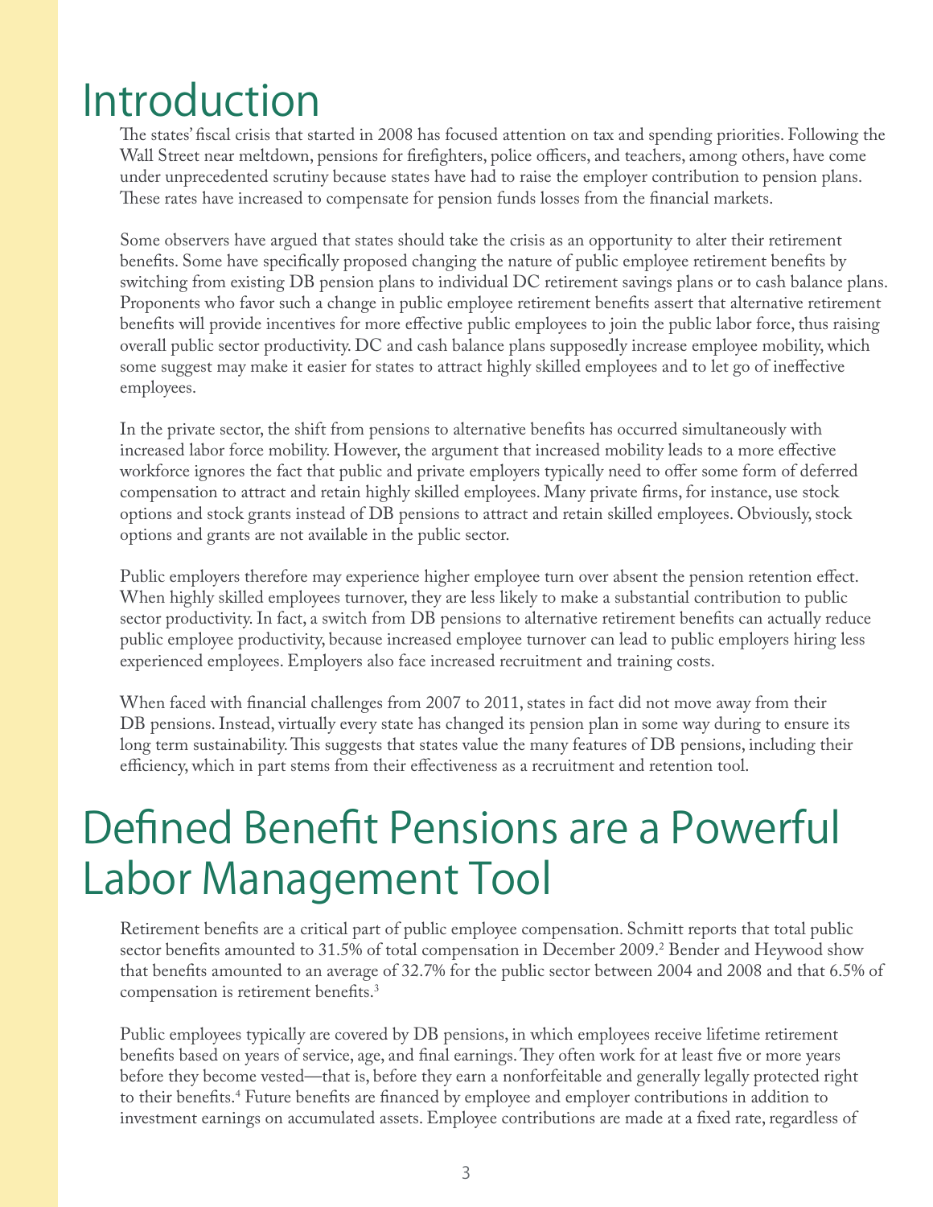# Introduction

The states' fiscal crisis that started in 2008 has focused attention on tax and spending priorities. Following the Wall Street near meltdown, pensions for firefighters, police officers, and teachers, among others, have come under unprecedented scrutiny because states have had to raise the employer contribution to pension plans. These rates have increased to compensate for pension funds losses from the financial markets.

Some observers have argued that states should take the crisis as an opportunity to alter their retirement benefits. Some have specifically proposed changing the nature of public employee retirement benefits by switching from existing DB pension plans to individual DC retirement savings plans or to cash balance plans. Proponents who favor such a change in public employee retirement benefits assert that alternative retirement benefits will provide incentives for more effective public employees to join the public labor force, thus raising overall public sector productivity. DC and cash balance plans supposedly increase employee mobility, which some suggest may make it easier for states to attract highly skilled employees and to let go of ineffective employees.

In the private sector, the shift from pensions to alternative benefits has occurred simultaneously with increased labor force mobility. However, the argument that increased mobility leads to a more effective workforce ignores the fact that public and private employers typically need to offer some form of deferred compensation to attract and retain highly skilled employees. Many private firms, for instance, use stock options and stock grants instead of DB pensions to attract and retain skilled employees. Obviously, stock options and grants are not available in the public sector.

Public employers therefore may experience higher employee turn over absent the pension retention effect. When highly skilled employees turnover, they are less likely to make a substantial contribution to public sector productivity. In fact, a switch from DB pensions to alternative retirement benefits can actually reduce public employee productivity, because increased employee turnover can lead to public employers hiring less experienced employees. Employers also face increased recruitment and training costs.

When faced with financial challenges from 2007 to 2011, states in fact did not move away from their DB pensions. Instead, virtually every state has changed its pension plan in some way during to ensure its long term sustainability. This suggests that states value the many features of DB pensions, including their efficiency, which in part stems from their effectiveness as a recruitment and retention tool.

# Defined Benefit Pensions are a Powerful Labor Management Tool

Retirement benefits are a critical part of public employee compensation. Schmitt reports that total public sector benefits amounted to 31.5% of total compensation in December 2009.[2] Bender and Heywood show that benefits amounted to an average of 32.7% for the public sector between 2004 and 2008 and that 6.5% of compensation is retirement benefits.[3]

Public employees typically are covered by DB pensions, in which employees receive lifetime retirement benefits based on years of service, age, and final earnings. They often work for at least five or more years before they become vested—that is, before they earn a nonforfeitable and generally legally protected right to their benefits.[4] Future benefits are financed by employee and employer contributions in addition to investment earnings on accumulated assets. Employee contributions are made at a fixed rate, regardless of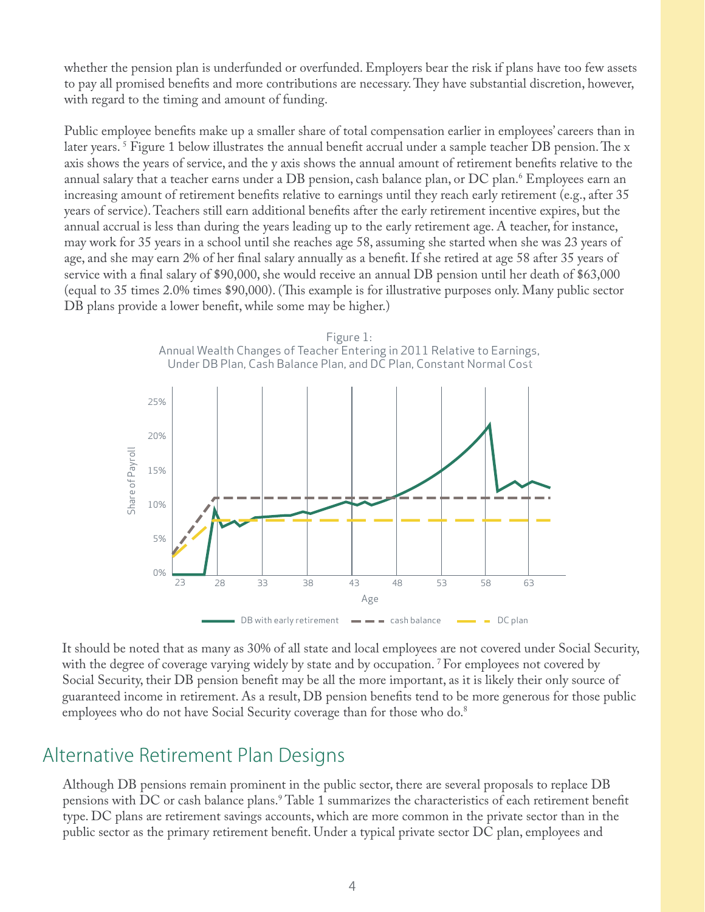whether the pension plan is underfunded or overfunded. Employers bear the risk if plans have too few assets to pay all promised benefits and more contributions are necessary. They have substantial discretion, however, with regard to the timing and amount of funding.

Public employee benefits make up a smaller share of total compensation earlier in employees' careers than in later years. [5] Figure 1 below illustrates the annual benefit accrual under a sample teacher DB pension. The x axis shows the years of service, and the y axis shows the annual amount of retirement benefits relative to the annual salary that a teacher earns under a DB pension, cash balance plan, or DC plan.[6] Employees earn an increasing amount of retirement benefits relative to earnings until they reach early retirement (e.g., after 35 years of service). Teachers still earn additional benefits after the early retirement incentive expires, but the annual accrual is less than during the years leading up to the early retirement age. A teacher, for instance, may work for 35 years in a school until she reaches age 58, assuming she started when she was 23 years of age, and she may earn 2% of her final salary annually as a benefit. If she retired at age 58 after 35 years of service with a final salary of $90,000, she would receive an annual DB pension until her death of $63,000 (equal to 35 times 2.0% times $90,000). (This example is for illustrative purposes only. Many public sector DB plans provide a lower benefit, while some may be higher.)

Figure 1:
Annual Wealth Changes of Teacher Entering in 2011 Relative to Earnings, Under DB Plan, Cash Balance Plan, and DC Plan, Constant Normal Cost

It should be noted that as many as 30% of all state and local employees are not covered under Social Security, with the degree of coverage varying widely by state and by occupation. [7] For employees not covered by Social Security, their DB pension benefit may be all the more important, as it is likely their only source of guaranteed income in retirement. As a result, DB pension benefits tend to be more generous for those public employees who do not have Social Security coverage than for those who do.[8]

## Alternative Retirement Plan Designs

Although DB pensions remain prominent in the public sector, there are several proposals to replace DB pensions with DC or cash balance plans.[9] Table 1 summarizes the characteristics of each retirement benefit type. DC plans are retirement savings accounts, which are more common in the private sector than in the public sector as the primary retirement benefit. Under a typical private sector DC plan, employees and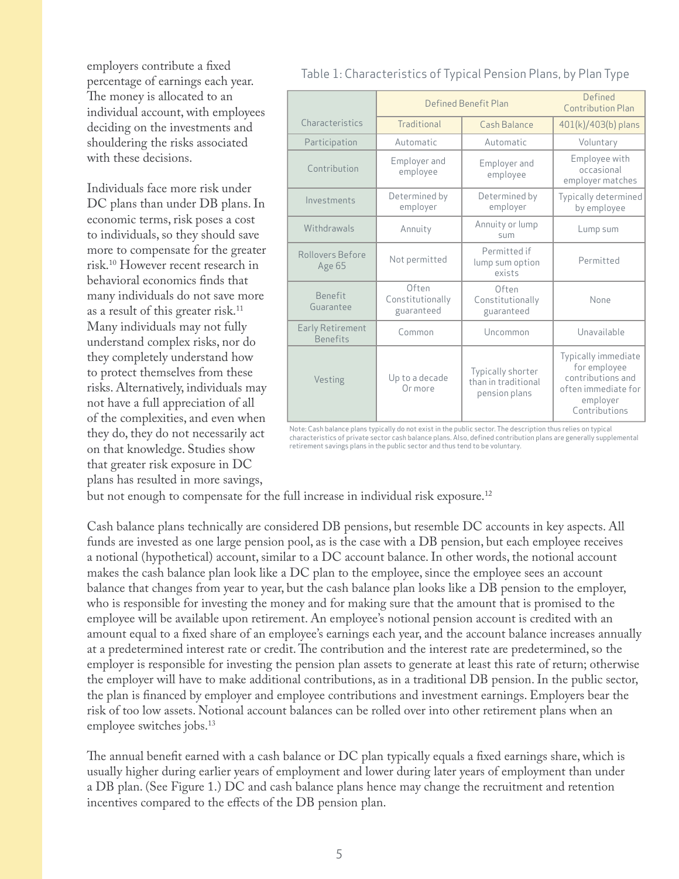employers contribute a fixed percentage of earnings each year. The money is allocated to an individual account, with employees deciding on the investments and shouldering the risks associated with these decisions.

Individuals face more risk under DC plans than under DB plans. In economic terms, risk poses a cost to individuals, so they should save more to compensate for the greater risk.[10] However recent research in behavioral economics finds that many individuals do not save more as a result of this greater risk.[11] Many individuals may not fully understand complex risks, nor do they completely understand how to protect themselves from these risks. Alternatively, individuals may not have a full appreciation of all of the complexities, and even when they do, they do not necessarily act on that knowledge. Studies show that greater risk exposure in DC plans has resulted in more savings, but not enough to compensate for the full increase in individual risk exposure.[12]

Table 1: Characteristics of Typical Pension Plans, by Plan Type

| | Defined Benefit Plan | | Defined Contribution Plan |
|---|---|---|---|
| Characteristics | Traditional | Cash Balance | 401(k)/403(b) plans |
| Participation | Automatic | Automatic | Voluntary |
| Contribution | Employer and employee | Employer and employee | Employee with occasional employer matches |
| Investments | Determined by employer | Determined by employer | Typically determined by employee |
| Withdrawals | Annuity | Annuity or lump sum | Lump sum |
| Rollovers Before Age 65 | Not permitted | Permitted if lump sum option exists | Permitted |
| Benefit Guarantee | Often Constitutionally guaranteed | Often Constitutionally guaranteed | None |
| Early Retirement Benefits | Common | Uncommon | Unavailable |
| Vesting | Up to a decade Or more | Typically shorter than in traditional pension plans | Typically immediate for employee contributions and often immediate for employer Contributions |

Note: Cash balance plans typically do not exist in the public sector. The description thus relies on typical characteristics of private sector cash balance plans. Also, defined contribution plans are generally supplemental retirement savings plans in the public sector and thus tend to be voluntary.

Cash balance plans technically are considered DB pensions, but resemble DC accounts in key aspects. All funds are invested as one large pension pool, as is the case with a DB pension, but each employee receives a notional (hypothetical) account, similar to a DC account balance. In other words, the notional account makes the cash balance plan look like a DC plan to the employee, since the employee sees an account balance that changes from year to year, but the cash balance plan looks like a DB pension to the employer, who is responsible for investing the money and for making sure that the amount that is promised to the employee will be available upon retirement. An employee's notional pension account is credited with an amount equal to a fixed share of an employee's earnings each year, and the account balance increases annually at a predetermined interest rate or credit. The contribution and the interest rate are predetermined, so the employer is responsible for investing the pension plan assets to generate at least this rate of return; otherwise the employer will have to make additional contributions, as in a traditional DB pension. In the public sector, the plan is financed by employer and employee contributions and investment earnings. Employers bear the risk of too low assets. Notional account balances can be rolled over into other retirement plans when an employee switches jobs.[13]

The annual benefit earned with a cash balance or DC plan typically equals a fixed earnings share, which is usually higher during earlier years of employment and lower during later years of employment than under a DB plan. (See Figure 1.) DC and cash balance plans hence may change the recruitment and retention incentives compared to the effects of the DB pension plan.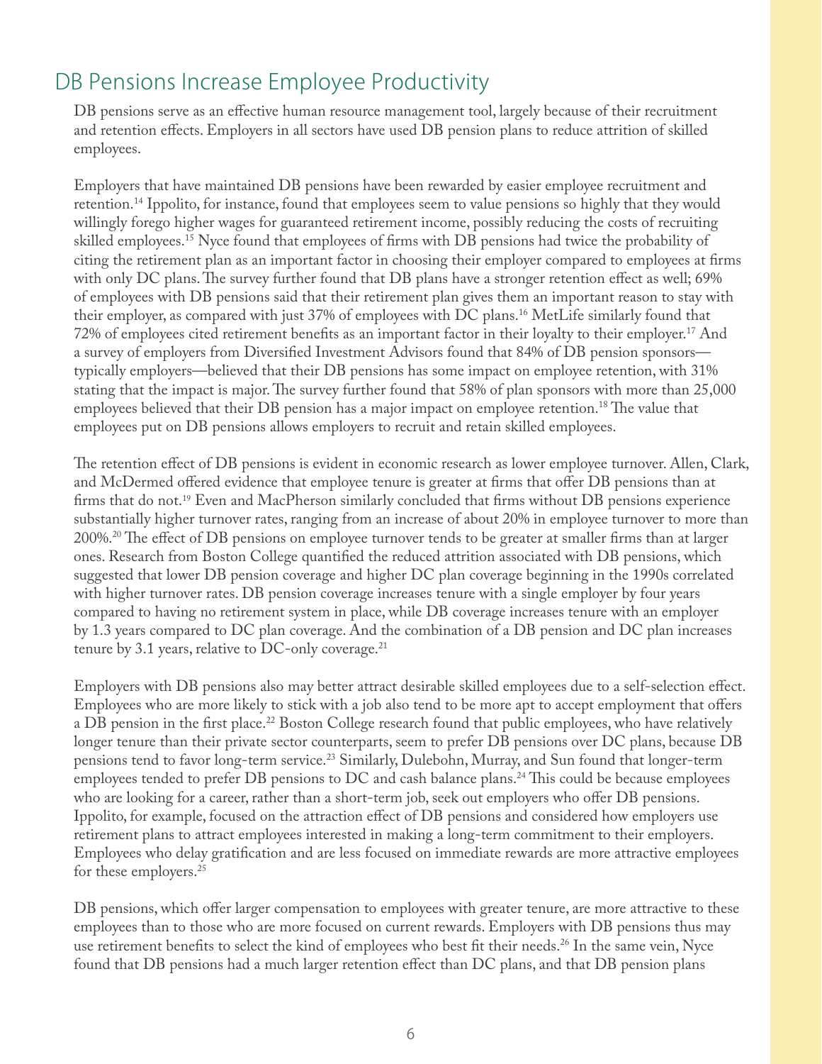## DB Pensions Increase Employee Productivity

DB pensions serve as an effective human resource management tool, largely because of their recruitment and retention effects. Employers in all sectors have used DB pension plans to reduce attrition of skilled employees.

Employers that have maintained DB pensions have been rewarded by easier employee recruitment and retention.[14] Ippolito, for instance, found that employees seem to value pensions so highly that they would willingly forego higher wages for guaranteed retirement income, possibly reducing the costs of recruiting skilled employees.[15] Nyce found that employees of firms with DB pensions had twice the probability of citing the retirement plan as an important factor in choosing their employer compared to employees at firms with only DC plans. The survey further found that DB plans have a stronger retention effect as well; 69% of employees with DB pensions said that their retirement plan gives them an important reason to stay with their employer, as compared with just 37% of employees with DC plans.[16] MetLife similarly found that 72% of employees cited retirement benefits as an important factor in their loyalty to their employer.[17] And a survey of employers from Diversified Investment Advisors found that 84% of DB pension sponsors—typically employers—believed that their DB pensions has some impact on employee retention, with 31% stating that the impact is major. The survey further found that 58% of plan sponsors with more than 25,000 employees believed that their DB pension has a major impact on employee retention.[18] The value that employees put on DB pensions allows employers to recruit and retain skilled employees.

The retention effect of DB pensions is evident in economic research as lower employee turnover. Allen, Clark, and McDermed offered evidence that employee tenure is greater at firms that offer DB pensions than at firms that do not.[19] Even and MacPherson similarly concluded that firms without DB pensions experience substantially higher turnover rates, ranging from an increase of about 20% in employee turnover to more than 200%.[20] The effect of DB pensions on employee turnover tends to be greater at smaller firms than at larger ones. Research from Boston College quantified the reduced attrition associated with DB pensions, which suggested that lower DB pension coverage and higher DC plan coverage beginning in the 1990s correlated with higher turnover rates. DB pension coverage increases tenure with a single employer by four years compared to having no retirement system in place, while DB coverage increases tenure with an employer by 1.3 years compared to DC plan coverage. And the combination of a DB pension and DC plan increases tenure by 3.1 years, relative to DC-only coverage.[21]

Employers with DB pensions also may better attract desirable skilled employees due to a self-selection effect. Employees who are more likely to stick with a job also tend to be more apt to accept employment that offers a DB pension in the first place.[22] Boston College research found that public employees, who have relatively longer tenure than their private sector counterparts, seem to prefer DB pensions over DC plans, because DB pensions tend to favor long-term service.[23] Similarly, Dulebohn, Murray, and Sun found that longer-term employees tended to prefer DB pensions to DC and cash balance plans.[24] This could be because employees who are looking for a career, rather than a short-term job, seek out employers who offer DB pensions. Ippolito, for example, focused on the attraction effect of DB pensions and considered how employers use retirement plans to attract employees interested in making a long-term commitment to their employers. Employees who delay gratification and are less focused on immediate rewards are more attractive employees for these employers.[25]

DB pensions, which offer larger compensation to employees with greater tenure, are more attractive to these employees than to those who are more focused on current rewards. Employers with DB pensions thus may use retirement benefits to select the kind of employees who best fit their needs.[26] In the same vein, Nyce found that DB pensions had a much larger retention effect than DC plans, and that DB pension plans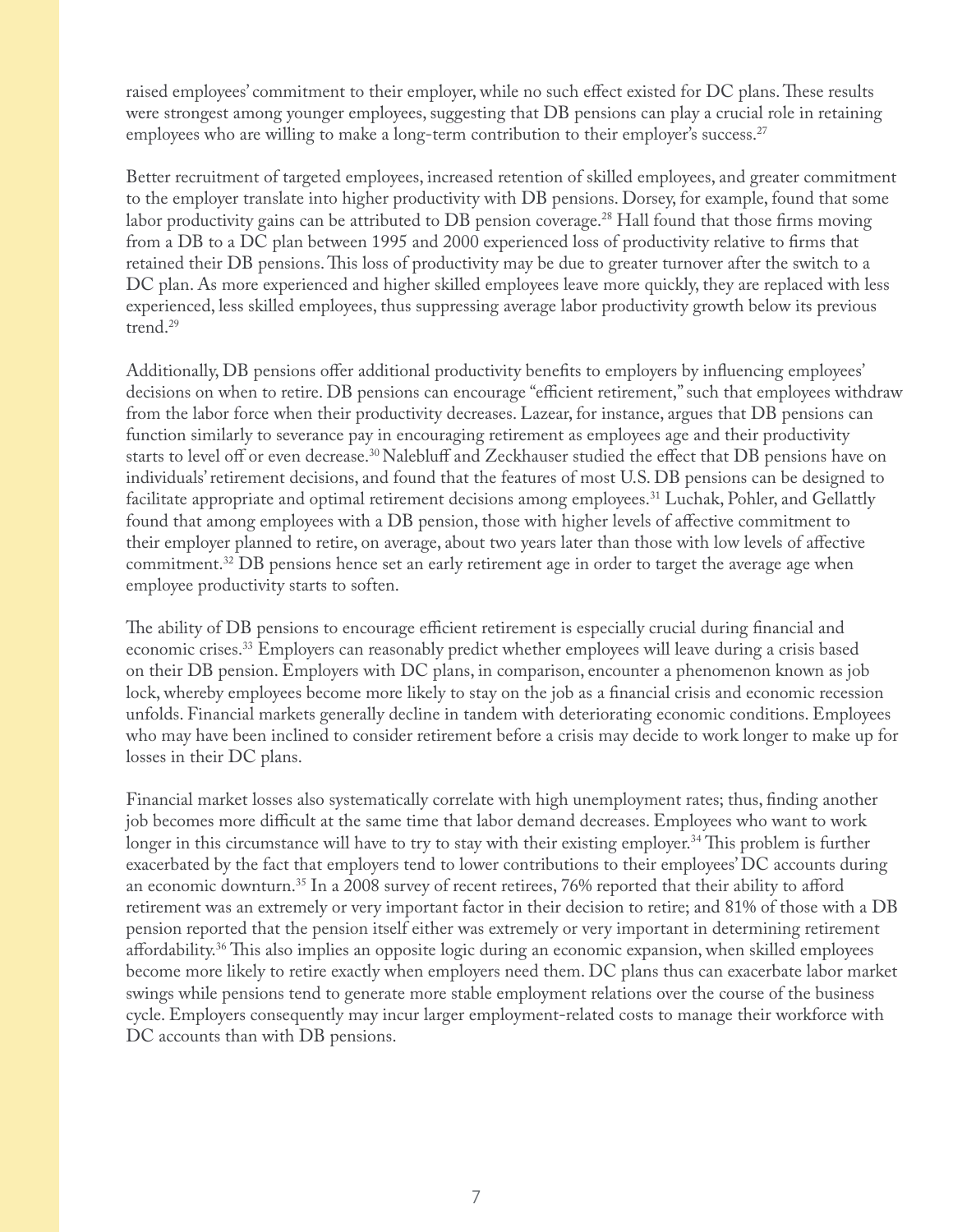raised employees' commitment to their employer, while no such effect existed for DC plans. These results were strongest among younger employees, suggesting that DB pensions can play a crucial role in retaining employees who are willing to make a long-term contribution to their employer's success.[27]

Better recruitment of targeted employees, increased retention of skilled employees, and greater commitment to the employer translate into higher productivity with DB pensions. Dorsey, for example, found that some labor productivity gains can be attributed to DB pension coverage.[28] Hall found that those firms moving from a DB to a DC plan between 1995 and 2000 experienced loss of productivity relative to firms that retained their DB pensions. This loss of productivity may be due to greater turnover after the switch to a DC plan. As more experienced and higher skilled employees leave more quickly, they are replaced with less experienced, less skilled employees, thus suppressing average labor productivity growth below its previous trend.[29]

Additionally, DB pensions offer additional productivity benefits to employers by influencing employees' decisions on when to retire. DB pensions can encourage "efficient retirement," such that employees withdraw from the labor force when their productivity decreases. Lazear, for instance, argues that DB pensions can function similarly to severance pay in encouraging retirement as employees age and their productivity starts to level off or even decrease.[30] Nalebluff and Zeckhauser studied the effect that DB pensions have on individuals' retirement decisions, and found that the features of most U.S. DB pensions can be designed to facilitate appropriate and optimal retirement decisions among employees.[31] Luchak, Pohler, and Gellatly found that among employees with a DB pension, those with higher levels of affective commitment to their employer planned to retire, on average, about two years later than those with low levels of affective commitment.[32] DB pensions hence set an early retirement age in order to target the average age when employee productivity starts to soften.

The ability of DB pensions to encourage efficient retirement is especially crucial during financial and economic crises.[33] Employers can reasonably predict whether employees will leave during a crisis based on their DB pension. Employers with DC plans, in comparison, encounter a phenomenon known as job lock, whereby employees become more likely to stay on the job as a financial crisis and economic recession unfolds. Financial markets generally decline in tandem with deteriorating economic conditions. Employees who may have been inclined to consider retirement before a crisis may decide to work longer to make up for losses in their DC plans.

Financial market losses also systematically correlate with high unemployment rates; thus, finding another job becomes more difficult at the same time that labor demand decreases. Employees who want to work longer in this circumstance will have to try to stay with their existing employer.[34] This problem is further exacerbated by the fact that employers tend to lower contributions to their employees' DC accounts during an economic downturn.[35] In a 2008 survey of recent retirees, 76% reported that their ability to afford retirement was an extremely or very important factor in their decision to retire; and 81% of those with a DB pension reported that the pension itself either was extremely or very important in determining retirement affordability.[36] This also implies an opposite logic during an economic expansion, when skilled employees become more likely to retire exactly when employers need them. DC plans thus can exacerbate labor market swings while pensions tend to generate more stable employment relations over the course of the business cycle. Employers consequently may incur larger employment-related costs to manage their workforce with DC accounts than with DB pensions.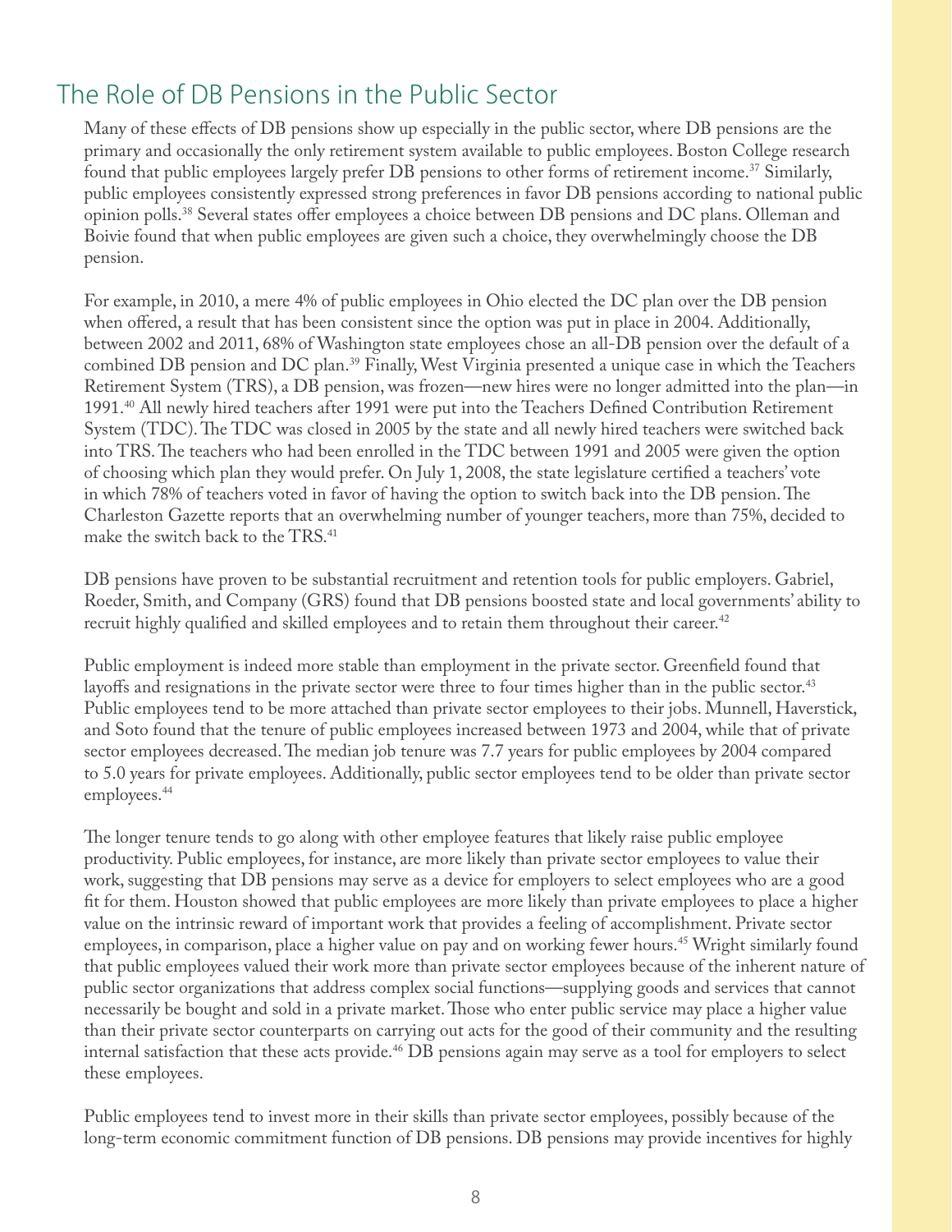## The Role of DB Pensions in the Public Sector

Many of these effects of DB pensions show up especially in the public sector, where DB pensions are the primary and occasionally the only retirement system available to public employees. Boston College research found that public employees largely prefer DB pensions to other forms of retirement income.[37] Similarly, public employees consistently expressed strong preferences in favor DB pensions according to national public opinion polls.[38] Several states offer employees a choice between DB pensions and DC plans. Olleman and Boivie found that when public employees are given such a choice, they overwhelmingly choose the DB pension.

For example, in 2010, a mere 4% of public employees in Ohio elected the DC plan over the DB pension when offered, a result that has been consistent since the option was put in place in 2004. Additionally, between 2002 and 2011, 68% of Washington state employees chose an all-DB pension over the default of a combined DB pension and DC plan.[39] Finally, West Virginia presented a unique case in which the Teachers Retirement System (TRS), a DB pension, was frozen—new hires were no longer admitted into the plan—in 1991.[40] All newly hired teachers after 1991 were put into the Teachers Defined Contribution Retirement System (TDC). The TDC was closed in 2005 by the state and all newly hired teachers were switched back into TRS. The teachers who had been enrolled in the TDC between 1991 and 2005 were given the option of choosing which plan they would prefer. On July 1, 2008, the state legislature certified a teachers' vote in which 78% of teachers voted in favor of having the option to switch back into the DB pension. The Charleston Gazette reports that an overwhelming number of younger teachers, more than 75%, decided to make the switch back to the TRS.[41]

DB pensions have proven to be substantial recruitment and retention tools for public employers. Gabriel, Roeder, Smith, and Company (GRS) found that DB pensions boosted state and local governments' ability to recruit highly qualified and skilled employees and to retain them throughout their career.[42]

Public employment is indeed more stable than employment in the private sector. Greenfield found that layoffs and resignations in the private sector were three to four times higher than in the public sector.[43] Public employees tend to be more attached than private sector employees to their jobs. Munnell, Haverstick, and Soto found that the tenure of public employees increased between 1973 and 2004, while that of private sector employees decreased. The median job tenure was 7.7 years for public employees by 2004 compared to 5.0 years for private employees. Additionally, public sector employees tend to be older than private sector employees.[44]

The longer tenure tends to go along with other employee features that likely raise public employee productivity. Public employees, for instance, are more likely than private sector employees to value their work, suggesting that DB pensions may serve as a device for employers to select employees who are a good fit for them. Houston showed that public employees are more likely than private employees to place a higher value on the intrinsic reward of important work that provides a feeling of accomplishment. Private sector employees, in comparison, place a higher value on pay and on working fewer hours.[45] Wright similarly found that public employees valued their work more than private sector employees because of the inherent nature of public sector organizations that address complex social functions—supplying goods and services that cannot necessarily be bought and sold in a private market. Those who enter public service may place a higher value than their private sector counterparts on carrying out acts for the good of their community and the resulting internal satisfaction that these acts provide.[46] DB pensions again may serve as a tool for employers to select these employees.

Public employees tend to invest more in their skills than private sector employees, possibly because of the long-term economic commitment function of DB pensions. DB pensions may provide incentives for highly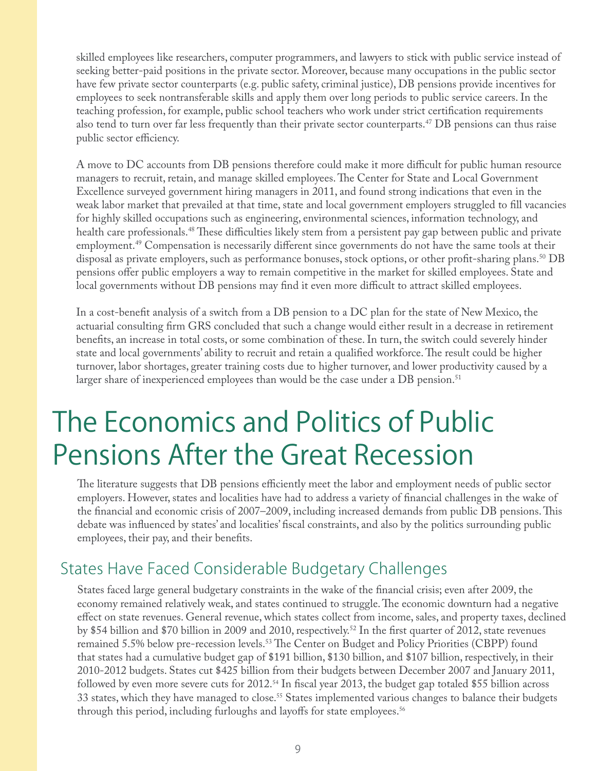skilled employees like researchers, computer programmers, and lawyers to stick with public service instead of seeking better-paid positions in the private sector. Moreover, because many occupations in the public sector have few private sector counterparts (e.g. public safety, criminal justice), DB pensions provide incentives for employees to seek nontransferable skills and apply them over long periods to public service careers. In the teaching profession, for example, public school teachers who work under strict certification requirements also tend to turn over far less frequently than their private sector counterparts.[47] DB pensions can thus raise public sector efficiency.

A move to DC accounts from DB pensions therefore could make it more difficult for public human resource managers to recruit, retain, and manage skilled employees. The Center for State and Local Government Excellence surveyed government hiring managers in 2011, and found strong indications that even in the weak labor market that prevailed at that time, state and local government employers struggled to fill vacancies for highly skilled occupations such as engineering, environmental sciences, information technology, and health care professionals.[48] These difficulties likely stem from a persistent pay gap between public and private employment.[49] Compensation is necessarily different since governments do not have the same tools at their disposal as private employers, such as performance bonuses, stock options, or other profit-sharing plans.[50] DB pensions offer public employers a way to remain competitive in the market for skilled employees. State and local governments without DB pensions may find it even more difficult to attract skilled employees.

In a cost-benefit analysis of a switch from a DB pension to a DC plan for the state of New Mexico, the actuarial consulting firm GRS concluded that such a change would either result in a decrease in retirement benefits, an increase in total costs, or some combination of these. In turn, the switch could severely hinder state and local governments' ability to recruit and retain a qualified workforce. The result could be higher turnover, labor shortages, greater training costs due to higher turnover, and lower productivity caused by a larger share of inexperienced employees than would be the case under a DB pension.[51]

# The Economics and Politics of Public Pensions After the Great Recession

The literature suggests that DB pensions efficiently meet the labor and employment needs of public sector employers. However, states and localities have had to address a variety of financial challenges in the wake of the financial and economic crisis of 2007–2009, including increased demands from public DB pensions. This debate was influenced by states' and localities' fiscal constraints, and also by the politics surrounding public employees, their pay, and their benefits.

## States Have Faced Considerable Budgetary Challenges

States faced large general budgetary constraints in the wake of the financial crisis; even after 2009, the economy remained relatively weak, and states continued to struggle. The economic downturn had a negative effect on state revenues. General revenue, which states collect from income, sales, and property taxes, declined by $54 billion and $70 billion in 2009 and 2010, respectively.[52] In the first quarter of 2012, state revenues remained 5.5% below pre-recession levels.[53] The Center on Budget and Policy Priorities (CBPP) found that states had a cumulative budget gap of $191 billion, $130 billion, and $107 billion, respectively, in their 2010-2012 budgets. States cut $425 billion from their budgets between December 2007 and January 2011, followed by even more severe cuts for 2012.[54] In fiscal year 2013, the budget gap totaled $55 billion across 33 states, which they have managed to close.[55] States implemented various changes to balance their budgets through this period, including furloughs and layoffs for state employees.[56]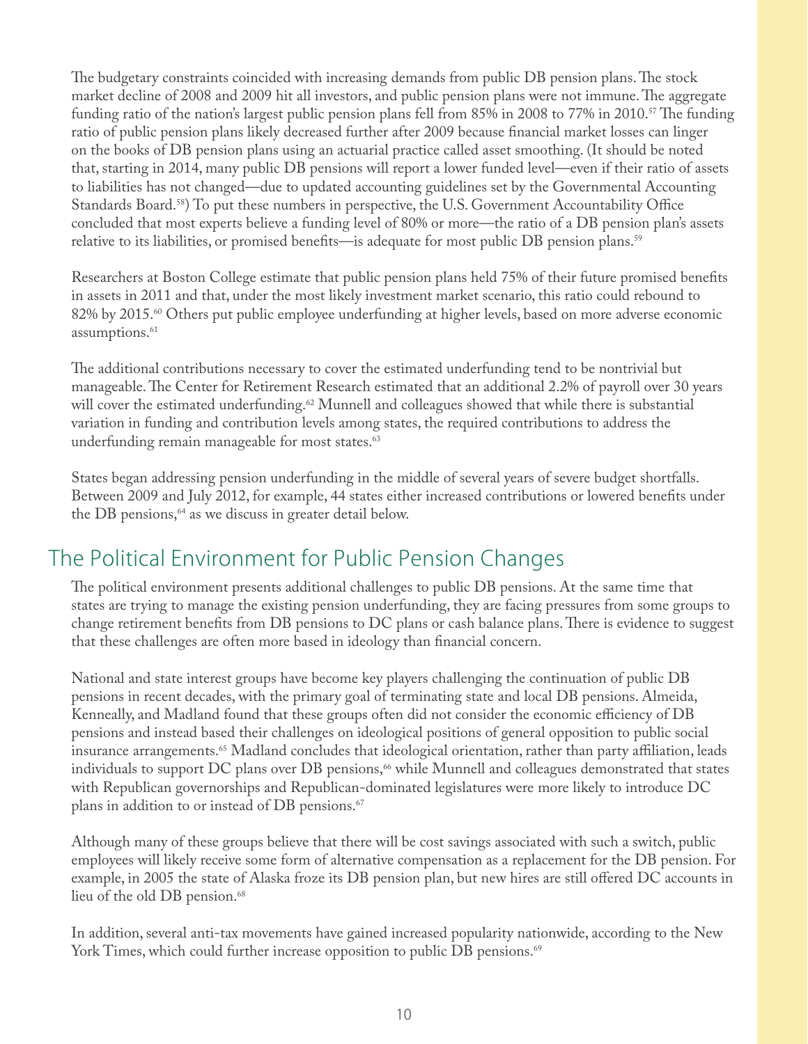The budgetary constraints coincided with increasing demands from public DB pension plans. The stock market decline of 2008 and 2009 hit all investors, and public pension plans were not immune. The aggregate funding ratio of the nation's largest public pension plans fell from 85% in 2008 to 77% in 2010.[57] The funding ratio of public pension plans likely decreased further after 2009 because financial market losses can linger on the books of DB pension plans using an actuarial practice called asset smoothing. (It should be noted that, starting in 2014, many public DB pensions will report a lower funded level—even if their ratio of assets to liabilities has not changed—due to updated accounting guidelines set by the Governmental Accounting Standards Board.[58]) To put these numbers in perspective, the U.S. Government Accountability Office concluded that most experts believe a funding level of 80% or more—the ratio of a DB pension plan's assets relative to its liabilities, or promised benefits—is adequate for most public DB pension plans.[59]

Researchers at Boston College estimate that public pension plans held 75% of their future promised benefits in assets in 2011 and that, under the most likely investment market scenario, this ratio could rebound to 82% by 2015.[60] Others put public employee underfunding at higher levels, based on more adverse economic assumptions.[61]

The additional contributions necessary to cover the estimated underfunding tend to be nontrivial but manageable. The Center for Retirement Research estimated that an additional 2.2% of payroll over 30 years will cover the estimated underfunding.[62] Munnell and colleagues showed that while there is substantial variation in funding and contribution levels among states, the required contributions to address the underfunding remain manageable for most states.[63]

States began addressing pension underfunding in the middle of several years of severe budget shortfalls. Between 2009 and July 2012, for example, 44 states either increased contributions or lowered benefits under the DB pensions,[64] as we discuss in greater detail below.

## The Political Environment for Public Pension Changes

The political environment presents additional challenges to public DB pensions. At the same time that states are trying to manage the existing pension underfunding, they are facing pressures from some groups to change retirement benefits from DB pensions to DC plans or cash balance plans. There is evidence to suggest that these challenges are often more based in ideology than financial concern.

National and state interest groups have become key players challenging the continuation of public DB pensions in recent decades, with the primary goal of terminating state and local DB pensions. Almeida, Kenneally, and Madland found that these groups often did not consider the economic efficiency of DB pensions and instead based their challenges on ideological positions of general opposition to public social insurance arrangements.[65] Madland concludes that ideological orientation, rather than party affiliation, leads individuals to support DC plans over DB pensions,[66] while Munnell and colleagues demonstrated that states with Republican governorships and Republican-dominated legislatures were more likely to introduce DC plans in addition to or instead of DB pensions.[67]

Although many of these groups believe that there will be cost savings associated with such a switch, public employees will likely receive some form of alternative compensation as a replacement for the DB pension. For example, in 2005 the state of Alaska froze its DB pension plan, but new hires are still offered DC accounts in lieu of the old DB pension.[68]

In addition, several anti-tax movements have gained increased popularity nationwide, according to the New York Times, which could further increase opposition to public DB pensions.[69]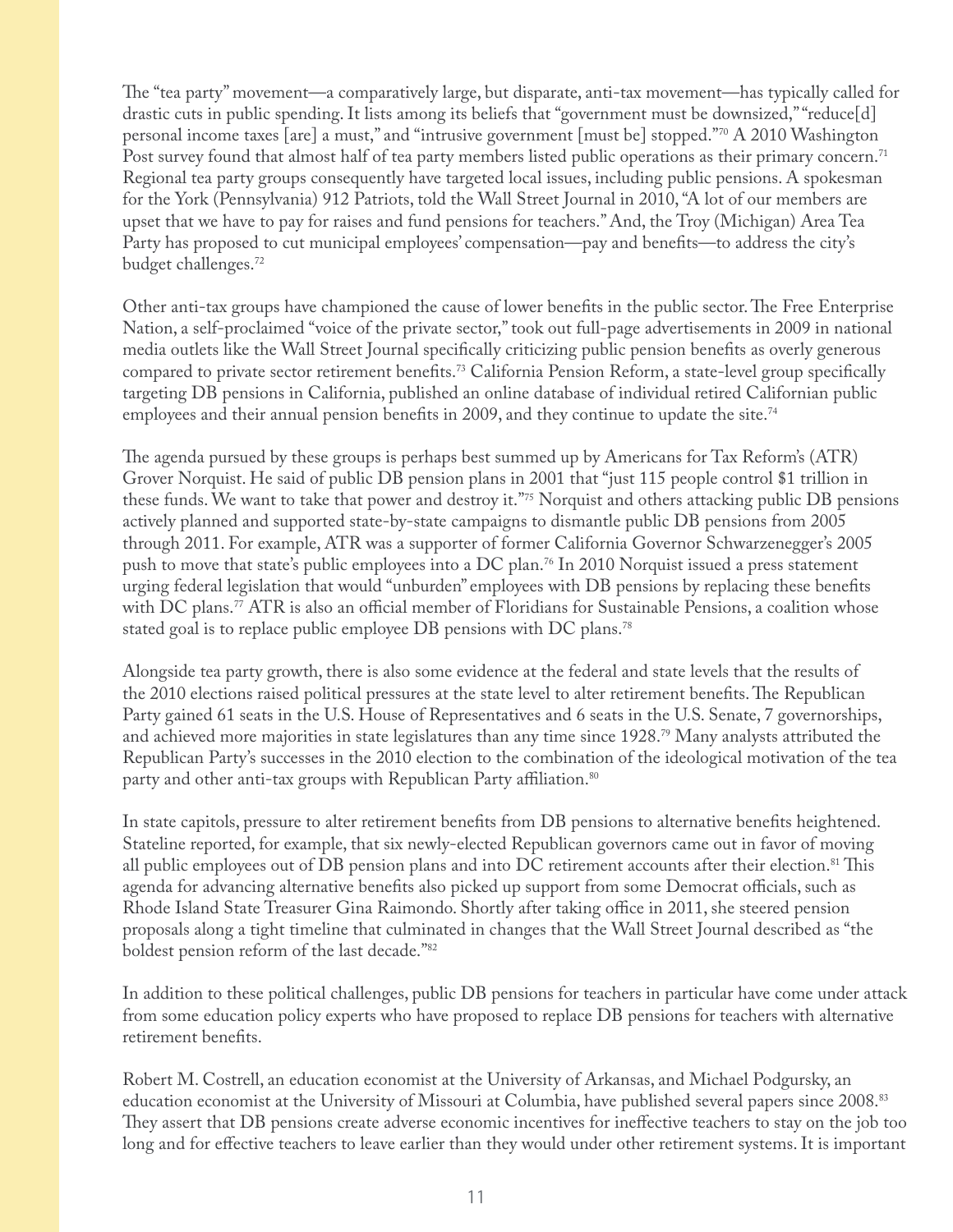The "tea party" movement—a comparatively large, but disparate, anti-tax movement—has typically called for drastic cuts in public spending. It lists among its beliefs that "government must be downsized," "reduce[d] personal income taxes [are] a must," and "intrusive government [must be] stopped."[70] A 2010 Washington Post survey found that almost half of tea party members listed public operations as their primary concern.[71] Regional tea party groups consequently have targeted local issues, including public pensions. A spokesman for the York (Pennsylvania) 912 Patriots, told the Wall Street Journal in 2010, "A lot of our members are upset that we have to pay for raises and fund pensions for teachers." And, the Troy (Michigan) Area Tea Party has proposed to cut municipal employees' compensation—pay and benefits—to address the city's budget challenges.[72]

Other anti-tax groups have championed the cause of lower benefits in the public sector. The Free Enterprise Nation, a self-proclaimed "voice of the private sector," took out full-page advertisements in 2009 in national media outlets like the Wall Street Journal specifically criticizing public pension benefits as overly generous compared to private sector retirement benefits.[73] California Pension Reform, a state-level group specifically targeting DB pensions in California, published an online database of individual retired Californian public employees and their annual pension benefits in 2009, and they continue to update the site.[74]

The agenda pursued by these groups is perhaps best summed up by Americans for Tax Reform's (ATR) Grover Norquist. He said of public DB pension plans in 2001 that "just 115 people control $1 trillion in these funds. We want to take that power and destroy it."[75] Norquist and others attacking public DB pensions actively planned and supported state-by-state campaigns to dismantle public DB pensions from 2005 through 2011. For example, ATR was a supporter of former California Governor Schwarzenegger's 2005 push to move that state's public employees into a DC plan.[76] In 2010 Norquist issued a press statement urging federal legislation that would "unburden" employees with DB pensions by replacing these benefits with DC plans.[77] ATR is also an official member of Floridians for Sustainable Pensions, a coalition whose stated goal is to replace public employee DB pensions with DC plans.[78]

Alongside tea party growth, there is also some evidence at the federal and state levels that the results of the 2010 elections raised political pressures at the state level to alter retirement benefits. The Republican Party gained 61 seats in the U.S. House of Representatives and 6 seats in the U.S. Senate, 7 governorships, and achieved more majorities in state legislatures than any time since 1928.[79] Many analysts attributed the Republican Party's successes in the 2010 election to the combination of the ideological motivation of the tea party and other anti-tax groups with Republican Party affiliation.[80]

In state capitols, pressure to alter retirement benefits from DB pensions to alternative benefits heightened. Stateline reported, for example, that six newly-elected Republican governors came out in favor of moving all public employees out of DB pension plans and into DC retirement accounts after their election.[81] This agenda for advancing alternative benefits also picked up support from some Democrat officials, such as Rhode Island State Treasurer Gina Raimondo. Shortly after taking office in 2011, she steered pension proposals along a tight timeline that culminated in changes that the Wall Street Journal described as "the boldest pension reform of the last decade."[82]

In addition to these political challenges, public DB pensions for teachers in particular have come under attack from some education policy experts who have proposed to replace DB pensions for teachers with alternative retirement benefits.

Robert M. Costrell, an education economist at the University of Arkansas, and Michael Podgursky, an education economist at the University of Missouri at Columbia, have published several papers since 2008.[83] They assert that DB pensions create adverse economic incentives for ineffective teachers to stay on the job too long and for effective teachers to leave earlier than they would under other retirement systems. It is important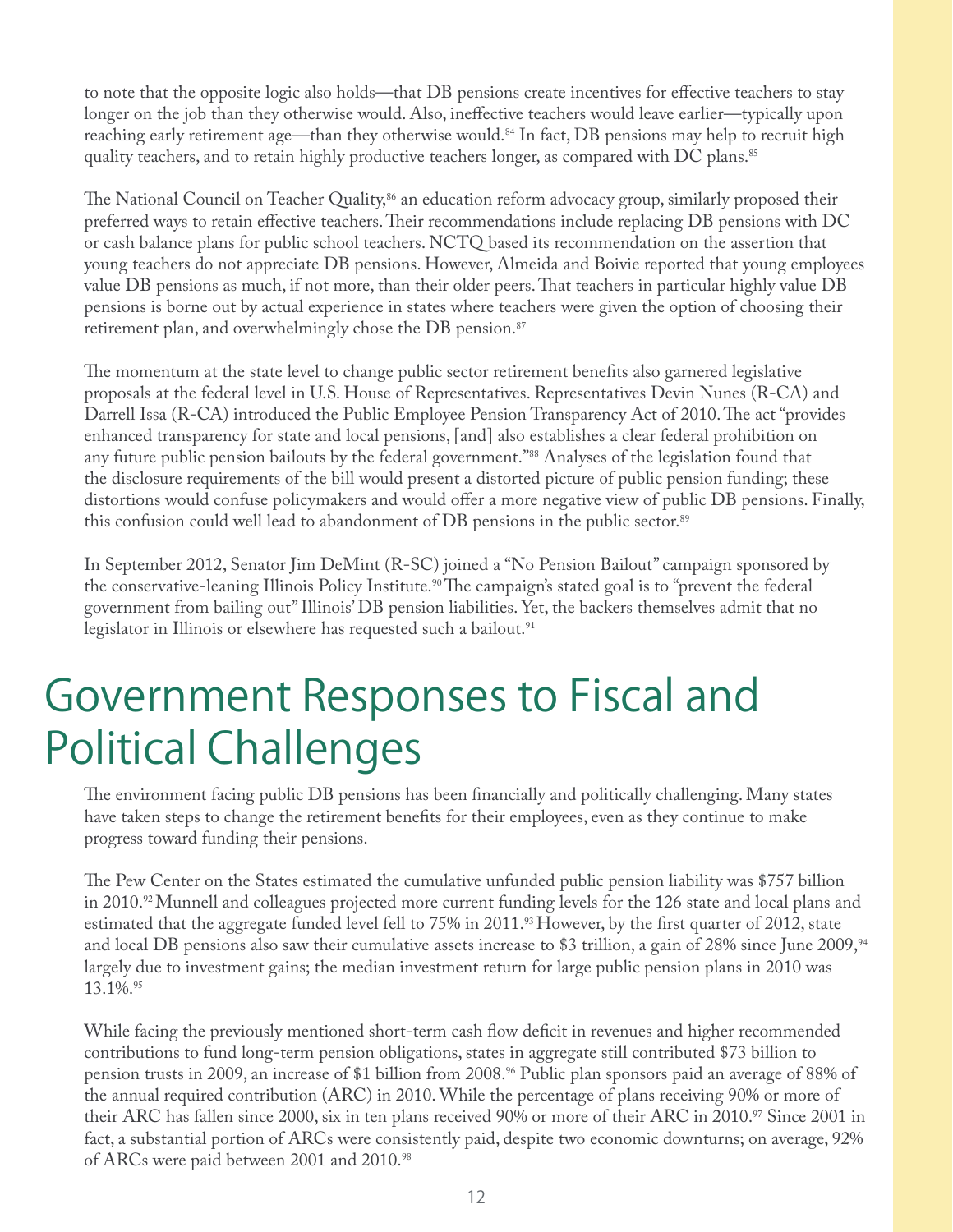to note that the opposite logic also holds—that DB pensions create incentives for effective teachers to stay longer on the job than they otherwise would. Also, ineffective teachers would leave earlier—typically upon reaching early retirement age—than they otherwise would.[84] In fact, DB pensions may help to recruit high quality teachers, and to retain highly productive teachers longer, as compared with DC plans.[85]

The National Council on Teacher Quality,[86] an education reform advocacy group, similarly proposed their preferred ways to retain effective teachers. Their recommendations include replacing DB pensions with DC or cash balance plans for public school teachers. NCTQ based its recommendation on the assertion that young teachers do not appreciate DB pensions. However, Almeida and Boivie reported that young employees value DB pensions as much, if not more, than their older peers. That teachers in particular highly value DB pensions is borne out by actual experience in states where teachers were given the option of choosing their retirement plan, and overwhelmingly chose the DB pension.[87]

The momentum at the state level to change public sector retirement benefits also garnered legislative proposals at the federal level in U.S. House of Representatives. Representatives Devin Nunes (R-CA) and Darrell Issa (R-CA) introduced the Public Employee Pension Transparency Act of 2010. The act "provides enhanced transparency for state and local pensions, [and] also establishes a clear federal prohibition on any future public pension bailouts by the federal government."[88] Analyses of the legislation found that the disclosure requirements of the bill would present a distorted picture of public pension funding; these distortions would confuse policymakers and would offer a more negative view of public DB pensions. Finally, this confusion could well lead to abandonment of DB pensions in the public sector.[89]

In September 2012, Senator Jim DeMint (R-SC) joined a "No Pension Bailout" campaign sponsored by the conservative-leaning Illinois Policy Institute.[90] The campaign's stated goal is to "prevent the federal government from bailing out" Illinois' DB pension liabilities. Yet, the backers themselves admit that no legislator in Illinois or elsewhere has requested such a bailout.[91]

# Government Responses to Fiscal and Political Challenges

The environment facing public DB pensions has been financially and politically challenging. Many states have taken steps to change the retirement benefits for their employees, even as they continue to make progress toward funding their pensions.

The Pew Center on the States estimated the cumulative unfunded public pension liability was $757 billion in 2010.[92] Munnell and colleagues projected more current funding levels for the 126 state and local plans and estimated that the aggregate funded level fell to 75% in 2011.[93] However, by the first quarter of 2012, state and local DB pensions also saw their cumulative assets increase to $3 trillion, a gain of 28% since June 2009,[94] largely due to investment gains; the median investment return for large public pension plans in 2010 was 13.1%.[95]

While facing the previously mentioned short-term cash flow deficit in revenues and higher recommended contributions to fund long-term pension obligations, states in aggregate still contributed $73 billion to pension trusts in 2009, an increase of $1 billion from 2008.[96] Public plan sponsors paid an average of 88% of the annual required contribution (ARC) in 2010. While the percentage of plans receiving 90% or more of their ARC has fallen since 2000, six in ten plans received 90% or more of their ARC in 2010.[97] Since 2001 in fact, a substantial portion of ARCs were consistently paid, despite two economic downturns; on average, 92% of ARCs were paid between 2001 and 2010.[98]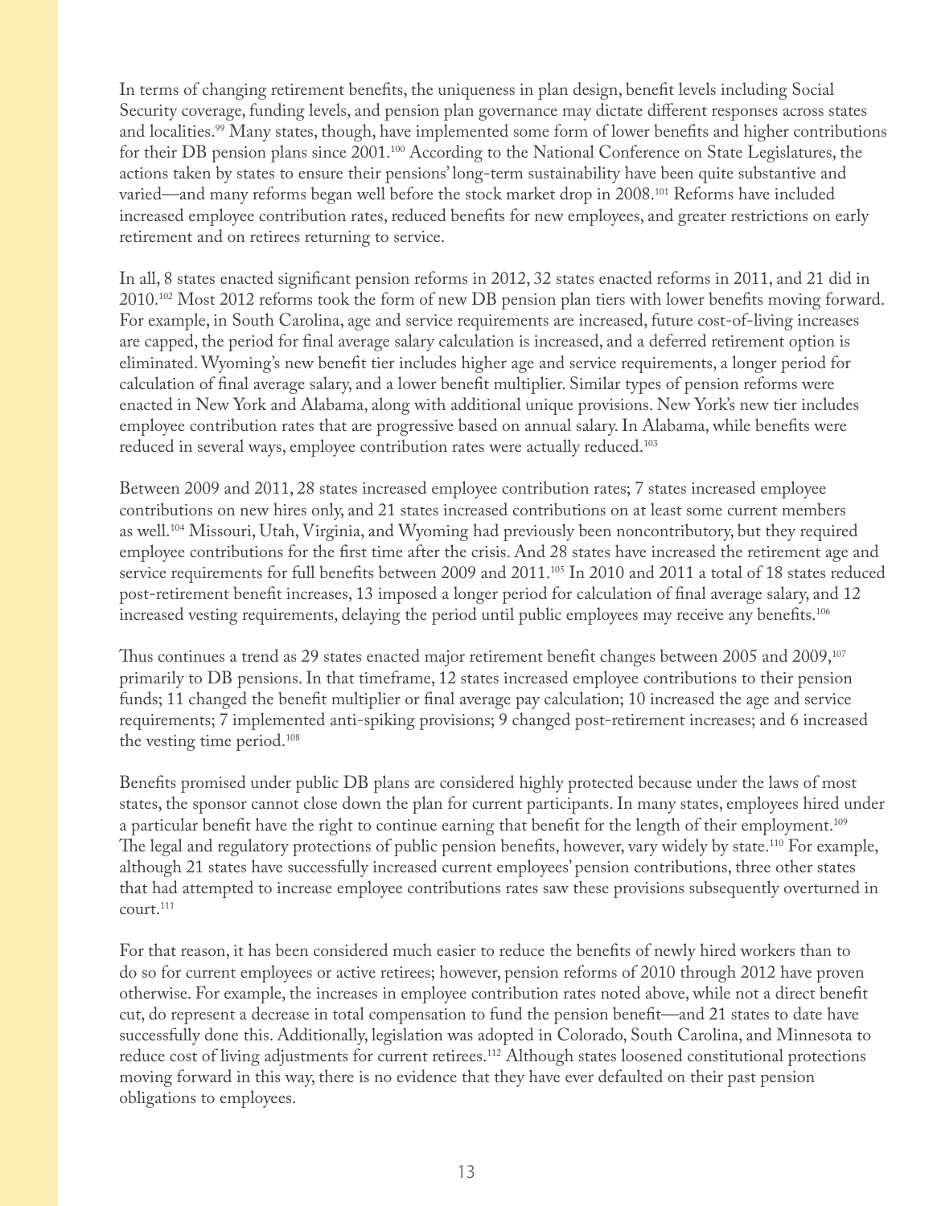In terms of changing retirement benefits, the uniqueness in plan design, benefit levels including Social Security coverage, funding levels, and pension plan governance may dictate different responses across states and localities.[99] Many states, though, have implemented some form of lower benefits and higher contributions for their DB pension plans since 2001.[100] According to the National Conference on State Legislatures, the actions taken by states to ensure their pensions' long-term sustainability have been quite substantive and varied—and many reforms began well before the stock market drop in 2008.[101] Reforms have included increased employee contribution rates, reduced benefits for new employees, and greater restrictions on early retirement and on retirees returning to service.

In all, 8 states enacted significant pension reforms in 2012, 32 states enacted reforms in 2011, and 21 did in 2010.[102] Most 2012 reforms took the form of new DB pension plan tiers with lower benefits moving forward. For example, in South Carolina, age and service requirements are increased, future cost-of-living increases are capped, the period for final average salary calculation is increased, and a deferred retirement option is eliminated. Wyoming's new benefit tier includes higher age and service requirements, a longer period for calculation of final average salary, and a lower benefit multiplier. Similar types of pension reforms were enacted in New York and Alabama, along with additional unique provisions. New York's new tier includes employee contribution rates that are progressive based on annual salary. In Alabama, while benefits were reduced in several ways, employee contribution rates were actually reduced.[103]

Between 2009 and 2011, 28 states increased employee contribution rates; 7 states increased employee contributions on new hires only, and 21 states increased contributions on at least some current members as well.[104] Missouri, Utah, Virginia, and Wyoming had previously been noncontributory, but they required employee contributions for the first time after the crisis. And 28 states have increased the retirement age and service requirements for full benefits between 2009 and 2011.[105] In 2010 and 2011 a total of 18 states reduced post-retirement benefit increases, 13 imposed a longer period for calculation of final average salary, and 12 increased vesting requirements, delaying the period until public employees may receive any benefits.[106]

Thus continues a trend as 29 states enacted major retirement benefit changes between 2005 and 2009,[107] primarily to DB pensions. In that timeframe, 12 states increased employee contributions to their pension funds; 11 changed the benefit multiplier or final average pay calculation; 10 increased the age and service requirements; 7 implemented anti-spiking provisions; 9 changed post-retirement increases; and 6 increased the vesting time period.[108]

Benefits promised under public DB plans are considered highly protected because under the laws of most states, the sponsor cannot close down the plan for current participants. In many states, employees hired under a particular benefit have the right to continue earning that benefit for the length of their employment.[109] The legal and regulatory protections of public pension benefits, however, vary widely by state.[110] For example, although 21 states have successfully increased current employees' pension contributions, three other states that had attempted to increase employee contributions rates saw these provisions subsequently overturned in court.[111]

For that reason, it has been considered much easier to reduce the benefits of newly hired workers than to do so for current employees or active retirees; however, pension reforms of 2010 through 2012 have proven otherwise. For example, the increases in employee contribution rates noted above, while not a direct benefit cut, do represent a decrease in total compensation to fund the pension benefit—and 21 states to date have successfully done this. Additionally, legislation was adopted in Colorado, South Carolina, and Minnesota to reduce cost of living adjustments for current retirees.[112] Although states loosened constitutional protections moving forward in this way, there is no evidence that they have ever defaulted on their past pension obligations to employees.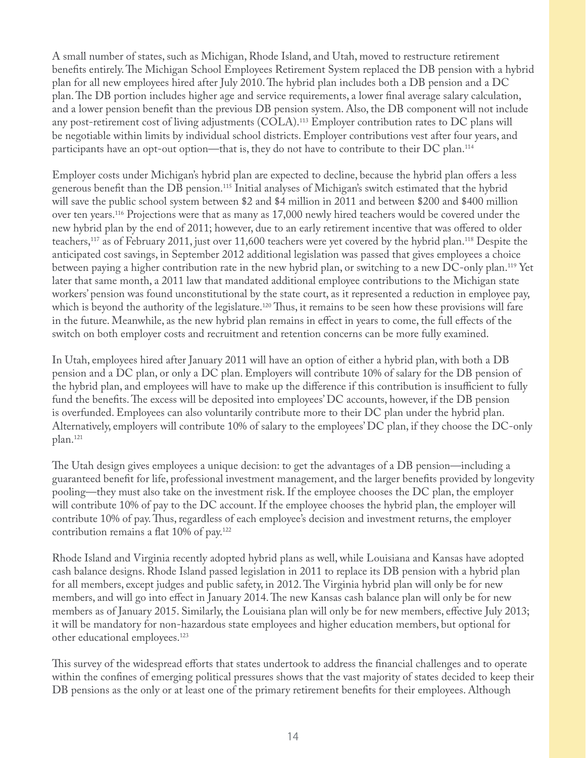A small number of states, such as Michigan, Rhode Island, and Utah, moved to restructure retirement benefits entirely. The Michigan School Employees Retirement System replaced the DB pension with a hybrid plan for all new employees hired after July 2010. The hybrid plan includes both a DB pension and a DC plan. The DB portion includes higher age and service requirements, a lower final average salary calculation, and a lower pension benefit than the previous DB pension system. Also, the DB component will not include any post-retirement cost of living adjustments (COLA).[113] Employer contribution rates to DC plans will be negotiable within limits by individual school districts. Employer contributions vest after four years, and participants have an opt-out option—that is, they do not have to contribute to their DC plan.[114]

Employer costs under Michigan's hybrid plan are expected to decline, because the hybrid plan offers a less generous benefit than the DB pension.[115] Initial analyses of Michigan's switch estimated that the hybrid will save the public school system between $2 and $4 million in 2011 and between $200 and $400 million over ten years.[116] Projections were that as many as 17,000 newly hired teachers would be covered under the new hybrid plan by the end of 2011; however, due to an early retirement incentive that was offered to older teachers,[117] as of February 2011, just over 11,600 teachers were yet covered by the hybrid plan.[118] Despite the anticipated cost savings, in September 2012 additional legislation was passed that gives employees a choice between paying a higher contribution rate in the new hybrid plan, or switching to a new DC-only plan.[119] Yet later that same month, a 2011 law that mandated additional employee contributions to the Michigan state workers' pension was found unconstitutional by the state court, as it represented a reduction in employee pay, which is beyond the authority of the legislature.[120] Thus, it remains to be seen how these provisions will fare in the future. Meanwhile, as the new hybrid plan remains in effect in years to come, the full effects of the switch on both employer costs and recruitment and retention concerns can be more fully examined.

In Utah, employees hired after January 2011 will have an option of either a hybrid plan, with both a DB pension and a DC plan, or only a DC plan. Employers will contribute 10% of salary for the DB pension of the hybrid plan, and employees will have to make up the difference if this contribution is insufficient to fully fund the benefits. The excess will be deposited into employees' DC accounts, however, if the DB pension is overfunded. Employees can also voluntarily contribute more to their DC plan under the hybrid plan. Alternatively, employers will contribute 10% of salary to the employees' DC plan, if they choose the DC-only plan.[121]

The Utah design gives employees a unique decision: to get the advantages of a DB pension—including a guaranteed benefit for life, professional investment management, and the larger benefits provided by longevity pooling—they must also take on the investment risk. If the employee chooses the DC plan, the employer will contribute 10% of pay to the DC account. If the employee chooses the hybrid plan, the employer will contribute 10% of pay. Thus, regardless of each employee's decision and investment returns, the employer contribution remains a flat 10% of pay.[122]

Rhode Island and Virginia recently adopted hybrid plans as well, while Louisiana and Kansas have adopted cash balance designs. Rhode Island passed legislation in 2011 to replace its DB pension with a hybrid plan for all members, except judges and public safety, in 2012. The Virginia hybrid plan will only be for new members, and will go into effect in January 2014. The new Kansas cash balance plan will only be for new members as of January 2015. Similarly, the Louisiana plan will only be for new members, effective July 2013; it will be mandatory for non-hazardous state employees and higher education members, but optional for other educational employees.[123]

This survey of the widespread efforts that states undertook to address the financial challenges and to operate within the confines of emerging political pressures shows that the vast majority of states decided to keep their DB pensions as the only or at least one of the primary retirement benefits for their employees. Although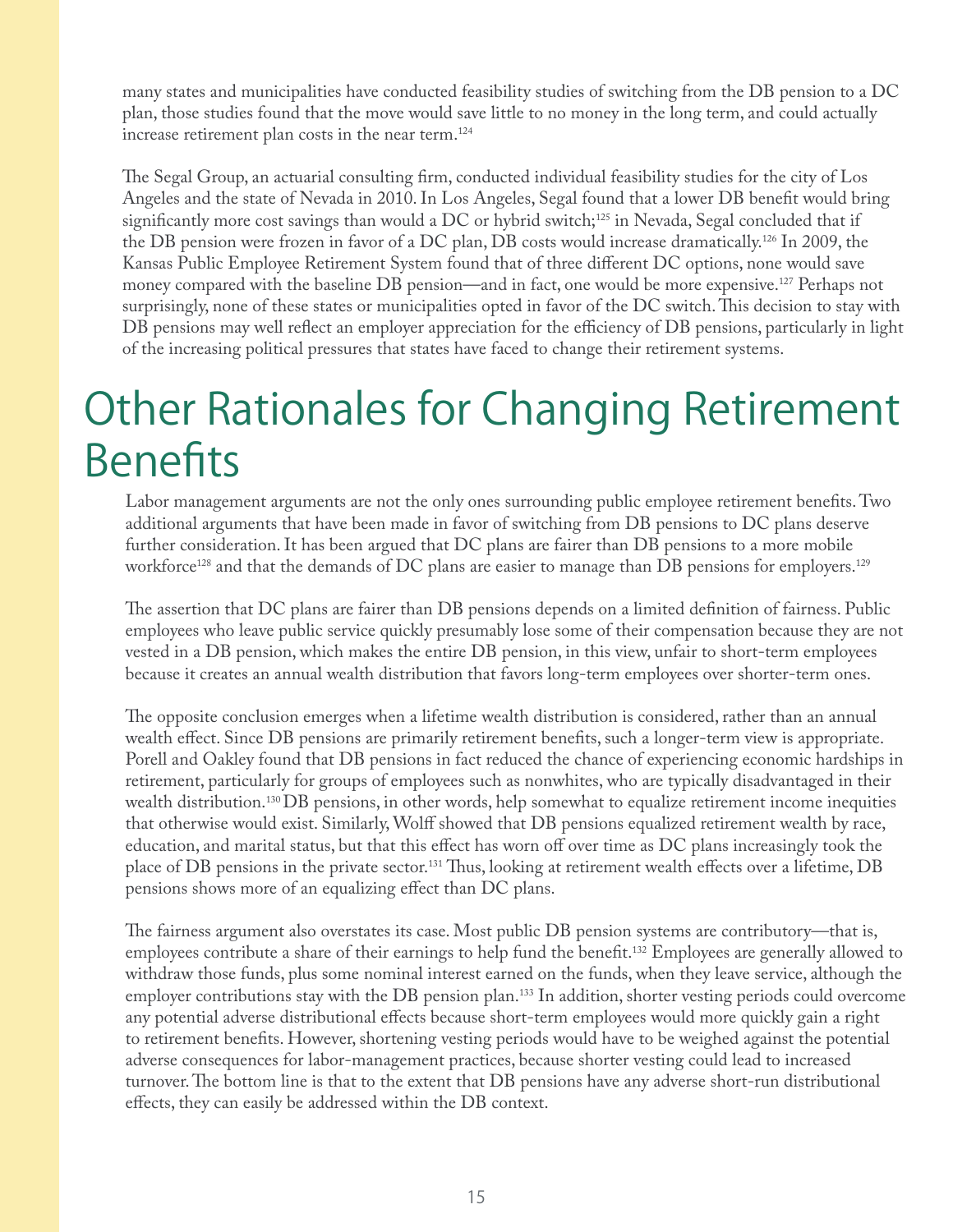many states and municipalities have conducted feasibility studies of switching from the DB pension to a DC plan, those studies found that the move would save little to no money in the long term, and could actually increase retirement plan costs in the near term.[124]

The Segal Group, an actuarial consulting firm, conducted individual feasibility studies for the city of Los Angeles and the state of Nevada in 2010. In Los Angeles, Segal found that a lower DB benefit would bring significantly more cost savings than would a DC or hybrid switch;[125] in Nevada, Segal concluded that if the DB pension were frozen in favor of a DC plan, DB costs would increase dramatically.[126] In 2009, the Kansas Public Employee Retirement System found that of three different DC options, none would save money compared with the baseline DB pension—and in fact, one would be more expensive.[127] Perhaps not surprisingly, none of these states or municipalities opted in favor of the DC switch. This decision to stay with DB pensions may well reflect an employer appreciation for the efficiency of DB pensions, particularly in light of the increasing political pressures that states have faced to change their retirement systems.

# Other Rationales for Changing Retirement Benefits

Labor management arguments are not the only ones surrounding public employee retirement benefits. Two additional arguments that have been made in favor of switching from DB pensions to DC plans deserve further consideration. It has been argued that DC plans are fairer than DB pensions to a more mobile workforce[128] and that the demands of DC plans are easier to manage than DB pensions for employers.[129]

The assertion that DC plans are fairer than DB pensions depends on a limited definition of fairness. Public employees who leave public service quickly presumably lose some of their compensation because they are not vested in a DB pension, which makes the entire DB pension, in this view, unfair to short-term employees because it creates an annual wealth distribution that favors long-term employees over shorter-term ones.

The opposite conclusion emerges when a lifetime wealth distribution is considered, rather than an annual wealth effect. Since DB pensions are primarily retirement benefits, such a longer-term view is appropriate. Porell and Oakley found that DB pensions in fact reduced the chance of experiencing economic hardships in retirement, particularly for groups of employees such as nonwhites, who are typically disadvantaged in their wealth distribution.[130] DB pensions, in other words, help somewhat to equalize retirement income inequities that otherwise would exist. Similarly, Wolff showed that DB pensions equalized retirement wealth by race, education, and marital status, but that this effect has worn off over time as DC plans increasingly took the place of DB pensions in the private sector.[131] Thus, looking at retirement wealth effects over a lifetime, DB pensions shows more of an equalizing effect than DC plans.

The fairness argument also overstates its case. Most public DB pension systems are contributory—that is, employees contribute a share of their earnings to help fund the benefit.[132] Employees are generally allowed to withdraw those funds, plus some nominal interest earned on the funds, when they leave service, although the employer contributions stay with the DB pension plan.[133] In addition, shorter vesting periods could overcome any potential adverse distributional effects because short-term employees would more quickly gain a right to retirement benefits. However, shortening vesting periods would have to be weighed against the potential adverse consequences for labor-management practices, because shorter vesting could lead to increased turnover. The bottom line is that to the extent that DB pensions have any adverse short-run distributional effects, they can easily be addressed within the DB context.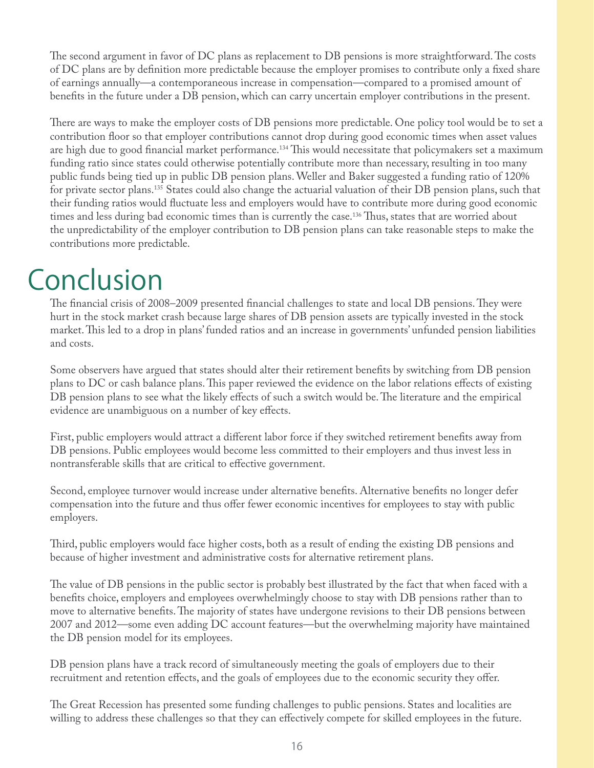The second argument in favor of DC plans as replacement to DB pensions is more straightforward. The costs of DC plans are by definition more predictable because the employer promises to contribute only a fixed share of earnings annually—a contemporaneous increase in compensation—compared to a promised amount of benefits in the future under a DB pension, which can carry uncertain employer contributions in the present.

There are ways to make the employer costs of DB pensions more predictable. One policy tool would be to set a contribution floor so that employer contributions cannot drop during good economic times when asset values are high due to good financial market performance.[134] This would necessitate that policymakers set a maximum funding ratio since states could otherwise potentially contribute more than necessary, resulting in too many public funds being tied up in public DB pension plans. Weller and Baker suggested a funding ratio of 120% for private sector plans.[135] States could also change the actuarial valuation of their DB pension plans, such that their funding ratios would fluctuate less and employers would have to contribute more during good economic times and less during bad economic times than is currently the case.[136] Thus, states that are worried about the unpredictability of the employer contribution to DB pension plans can take reasonable steps to make the contributions more predictable.

# Conclusion

The financial crisis of 2008–2009 presented financial challenges to state and local DB pensions. They were hurt in the stock market crash because large shares of DB pension assets are typically invested in the stock market. This led to a drop in plans' funded ratios and an increase in governments' unfunded pension liabilities and costs.

Some observers have argued that states should alter their retirement benefits by switching from DB pension plans to DC or cash balance plans. This paper reviewed the evidence on the labor relations effects of existing DB pension plans to see what the likely effects of such a switch would be. The literature and the empirical evidence are unambiguous on a number of key effects.

First, public employers would attract a different labor force if they switched retirement benefits away from DB pensions. Public employees would become less committed to their employers and thus invest less in nontransferable skills that are critical to effective government.

Second, employee turnover would increase under alternative benefits. Alternative benefits no longer defer compensation into the future and thus offer fewer economic incentives for employees to stay with public employers.

Third, public employers would face higher costs, both as a result of ending the existing DB pensions and because of higher investment and administrative costs for alternative retirement plans.

The value of DB pensions in the public sector is probably best illustrated by the fact that when faced with a benefits choice, employers and employees overwhelmingly choose to stay with DB pensions rather than to move to alternative benefits. The majority of states have undergone revisions to their DB pensions between 2007 and 2012—some even adding DC account features—but the overwhelming majority have maintained the DB pension model for its employees.

DB pension plans have a track record of simultaneously meeting the goals of employers due to their recruitment and retention effects, and the goals of employees due to the economic security they offer.

The Great Recession has presented some funding challenges to public pensions. States and localities are willing to address these challenges so that they can effectively compete for skilled employees in the future.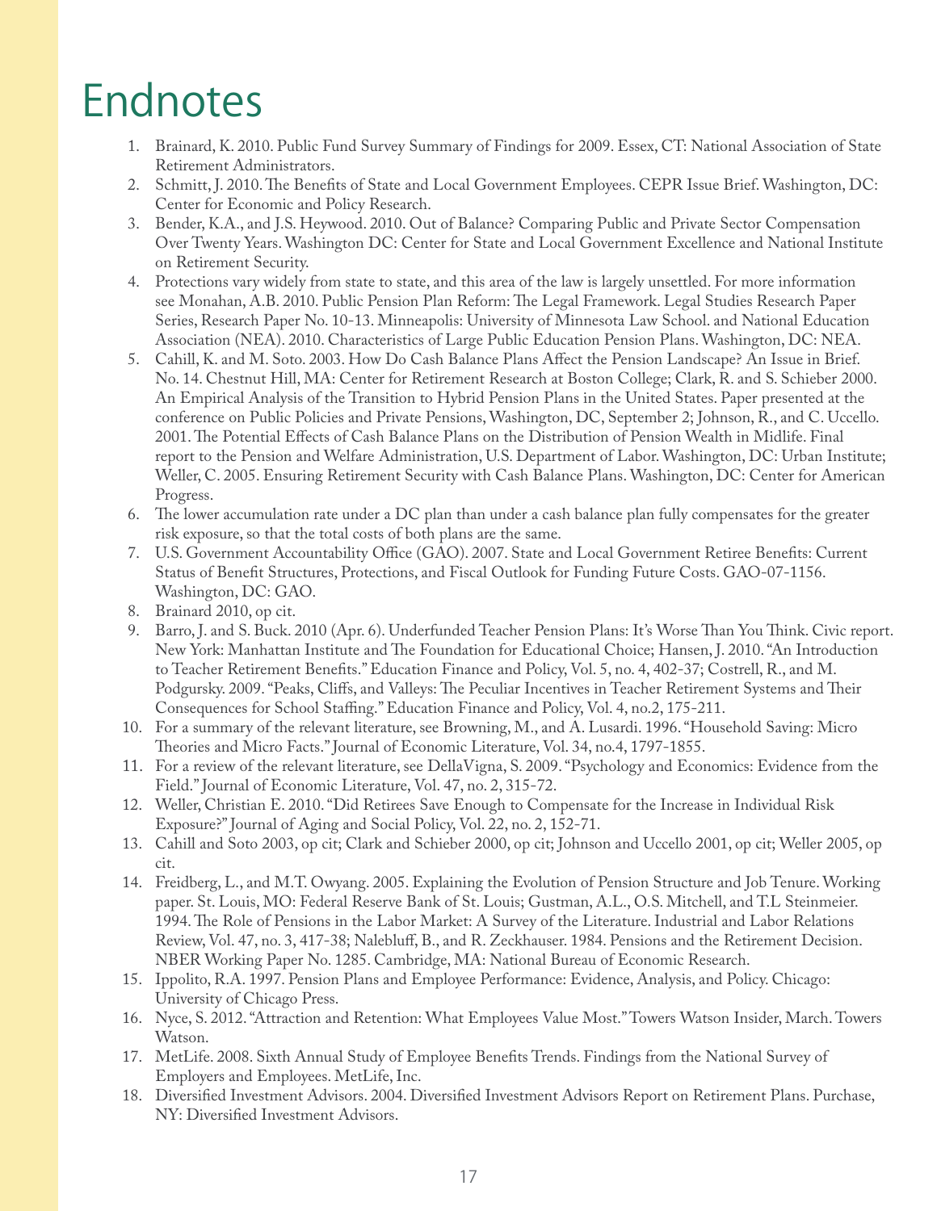# Endnotes

1. Brainard, K. 2010. Public Fund Survey Summary of Findings for 2009. Essex, CT: National Association of State Retirement Administrators.
2. Schmitt, J. 2010. The Benefits of State and Local Government Employees. CEPR Issue Brief. Washington, DC: Center for Economic and Policy Research.
3. Bender, K.A., and J.S. Heywood. 2010. Out of Balance? Comparing Public and Private Sector Compensation Over Twenty Years. Washington DC: Center for State and Local Government Excellence and National Institute on Retirement Security.
4. Protections vary widely from state to state, and this area of the law is largely unsettled. For more information see Monahan, A.B. 2010. Public Pension Plan Reform: The Legal Framework. Legal Studies Research Paper Series, Research Paper No. 10-13. Minneapolis: University of Minnesota Law School. and National Education Association (NEA). 2010. Characteristics of Large Public Education Pension Plans. Washington, DC: NEA.
5. Cahill, K. and M. Soto. 2003. How Do Cash Balance Plans Affect the Pension Landscape? An Issue in Brief. No. 14. Chestnut Hill, MA: Center for Retirement Research at Boston College; Clark, R. and S. Schieber 2000. An Empirical Analysis of the Transition to Hybrid Pension Plans in the United States. Paper presented at the conference on Public Policies and Private Pensions, Washington, DC, September 2; Johnson, R., and C. Uccello. 2001. The Potential Effects of Cash Balance Plans on the Distribution of Pension Wealth in Midlife. Final report to the Pension and Welfare Administration, U.S. Department of Labor. Washington, DC: Urban Institute; Weller, C. 2005. Ensuring Retirement Security with Cash Balance Plans. Washington, DC: Center for American Progress.
6. The lower accumulation rate under a DC plan than under a cash balance plan fully compensates for the greater risk exposure, so that the total costs of both plans are the same.
7. U.S. Government Accountability Office (GAO). 2007. State and Local Government Retiree Benefits: Current Status of Benefit Structures, Protections, and Fiscal Outlook for Funding Future Costs. GAO-07-1156. Washington, DC: GAO.
8. Brainard 2010, op cit.
9. Barro, J. and S. Buck. 2010 (Apr. 6). Underfunded Teacher Pension Plans: It's Worse Than You Think. Civic report. New York: Manhattan Institute and The Foundation for Educational Choice; Hansen, J. 2010. "An Introduction to Teacher Retirement Benefits." Education Finance and Policy, Vol. 5, no. 4, 402-37; Costrell, R., and M. Podgursky. 2009. "Peaks, Cliffs, and Valleys: The Peculiar Incentives in Teacher Retirement Systems and Their Consequences for School Staffing." Education Finance and Policy, Vol. 4, no.2, 175-211.
10. For a summary of the relevant literature, see Browning, M., and A. Lusardi. 1996. "Household Saving: Micro Theories and Micro Facts." Journal of Economic Literature, Vol. 34, no.4, 1797-1855.
11. For a review of the relevant literature, see DellaVigna, S. 2009. "Psychology and Economics: Evidence from the Field." Journal of Economic Literature, Vol. 47, no. 2, 315-72.
12. Weller, Christian E. 2010. "Did Retirees Save Enough to Compensate for the Increase in Individual Risk Exposure?" Journal of Aging and Social Policy, Vol. 22, no. 2, 152-71.
13. Cahill and Soto 2003, op cit; Clark and Schieber 2000, op cit; Johnson and Uccello 2001, op cit; Weller 2005, op cit.
14. Freidberg, L., and M.T. Owyang. 2005. Explaining the Evolution of Pension Structure and Job Tenure. Working paper. St. Louis, MO: Federal Reserve Bank of St. Louis; Gustman, A.L., O.S. Mitchell, and T.L Steinmeier. 1994. The Role of Pensions in the Labor Market: A Survey of the Literature. Industrial and Labor Relations Review, Vol. 47, no. 3, 417-38; Nalebluff, B., and R. Zeckhauser. 1984. Pensions and the Retirement Decision. NBER Working Paper No. 1285. Cambridge, MA: National Bureau of Economic Research.
15. Ippolito, R.A. 1997. Pension Plans and Employee Performance: Evidence, Analysis, and Policy. Chicago: University of Chicago Press.
16. Nyce, S. 2012. "Attraction and Retention: What Employees Value Most." Towers Watson Insider, March. Towers Watson.
17. MetLife. 2008. Sixth Annual Study of Employee Benefits Trends. Findings from the National Survey of Employers and Employees. MetLife, Inc.
18. Diversified Investment Advisors. 2004. Diversified Investment Advisors Report on Retirement Plans. Purchase, NY: Diversified Investment Advisors.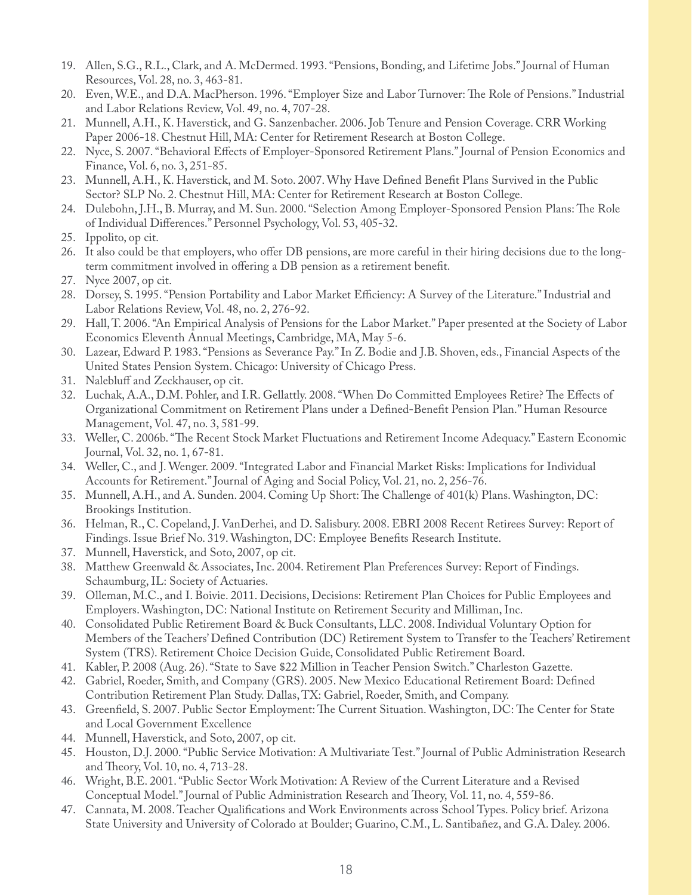19. Allen, S.G., R.L., Clark, and A. McDermed. 1993. "Pensions, Bonding, and Lifetime Jobs." Journal of Human Resources, Vol. 28, no. 3, 463-81.
20. Even, W.E., and D.A. MacPherson. 1996. "Employer Size and Labor Turnover: The Role of Pensions." Industrial and Labor Relations Review, Vol. 49, no. 4, 707-28.
21. Munnell, A.H., K. Haverstick, and G. Sanzenbacher. 2006. Job Tenure and Pension Coverage. CRR Working Paper 2006-18. Chestnut Hill, MA: Center for Retirement Research at Boston College.
22. Nyce, S. 2007. "Behavioral Effects of Employer-Sponsored Retirement Plans." Journal of Pension Economics and Finance, Vol. 6, no. 3, 251-85.
23. Munnell, A.H., K. Haverstick, and M. Soto. 2007. Why Have Defined Benefit Plans Survived in the Public Sector? SLP No. 2. Chestnut Hill, MA: Center for Retirement Research at Boston College.
24. Dulebohn, J.H., B. Murray, and M. Sun. 2000. "Selection Among Employer-Sponsored Pension Plans: The Role of Individual Differences." Personnel Psychology, Vol. 53, 405-32.
25. Ippolito, op cit.
26. It also could be that employers, who offer DB pensions, are more careful in their hiring decisions due to the long-term commitment involved in offering a DB pension as a retirement benefit.
27. Nyce 2007, op cit.
28. Dorsey, S. 1995. "Pension Portability and Labor Market Efficiency: A Survey of the Literature." Industrial and Labor Relations Review, Vol. 48, no. 2, 276-92.
29. Hall, T. 2006. "An Empirical Analysis of Pensions for the Labor Market." Paper presented at the Society of Labor Economics Eleventh Annual Meetings, Cambridge, MA, May 5-6.
30. Lazear, Edward P. 1983. "Pensions as Severance Pay." In Z. Bodie and J.B. Shoven, eds., Financial Aspects of the United States Pension System. Chicago: University of Chicago Press.
31. Nalebluff and Zeckhauser, op cit.
32. Luchak, A.A., D.M. Pohler, and I.R. Gellattly. 2008. "When Do Committed Employees Retire? The Effects of Organizational Commitment on Retirement Plans under a Defined-Benefit Pension Plan." Human Resource Management, Vol. 47, no. 3, 581-99.
33. Weller, C. 2006b. "The Recent Stock Market Fluctuations and Retirement Income Adequacy." Eastern Economic Journal, Vol. 32, no. 1, 67-81.
34. Weller, C., and J. Wenger. 2009. "Integrated Labor and Financial Market Risks: Implications for Individual Accounts for Retirement." Journal of Aging and Social Policy, Vol. 21, no. 2, 256-76.
35. Munnell, A.H., and A. Sunden. 2004. Coming Up Short: The Challenge of 401(k) Plans. Washington, DC: Brookings Institution.
36. Helman, R., C. Copeland, J. VanDerhei, and D. Salisbury. 2008. EBRI 2008 Recent Retirees Survey: Report of Findings. Issue Brief No. 319. Washington, DC: Employee Benefits Research Institute.
37. Munnell, Haverstick, and Soto, 2007, op cit.
38. Matthew Greenwald & Associates, Inc. 2004. Retirement Plan Preferences Survey: Report of Findings. Schaumburg, IL: Society of Actuaries.
39. Olleman, M.C., and I. Boivie. 2011. Decisions, Decisions: Retirement Plan Choices for Public Employees and Employers. Washington, DC: National Institute on Retirement Security and Milliman, Inc.
40. Consolidated Public Retirement Board & Buck Consultants, LLC. 2008. Individual Voluntary Option for Members of the Teachers' Defined Contribution (DC) Retirement System to Transfer to the Teachers' Retirement System (TRS). Retirement Choice Decision Guide, Consolidated Public Retirement Board.
41. Kabler, P. 2008 (Aug. 26). "State to Save $22 Million in Teacher Pension Switch." Charleston Gazette.
42. Gabriel, Roeder, Smith, and Company (GRS). 2005. New Mexico Educational Retirement Board: Defined Contribution Retirement Plan Study. Dallas, TX: Gabriel, Roeder, Smith, and Company.
43. Greenfield, S. 2007. Public Sector Employment: The Current Situation. Washington, DC: The Center for State and Local Government Excellence
44. Munnell, Haverstick, and Soto, 2007, op cit.
45. Houston, D.J. 2000. "Public Service Motivation: A Multivariate Test." Journal of Public Administration Research and Theory, Vol. 10, no. 4, 713-28.
46. Wright, B.E. 2001. "Public Sector Work Motivation: A Review of the Current Literature and a Revised Conceptual Model." Journal of Public Administration Research and Theory, Vol. 11, no. 4, 559-86.
47. Cannata, M. 2008. Teacher Qualifications and Work Environments across School Types. Policy brief. Arizona State University and University of Colorado at Boulder; Guarino, C.M., L. Santibañez, and G.A. Daley. 2006.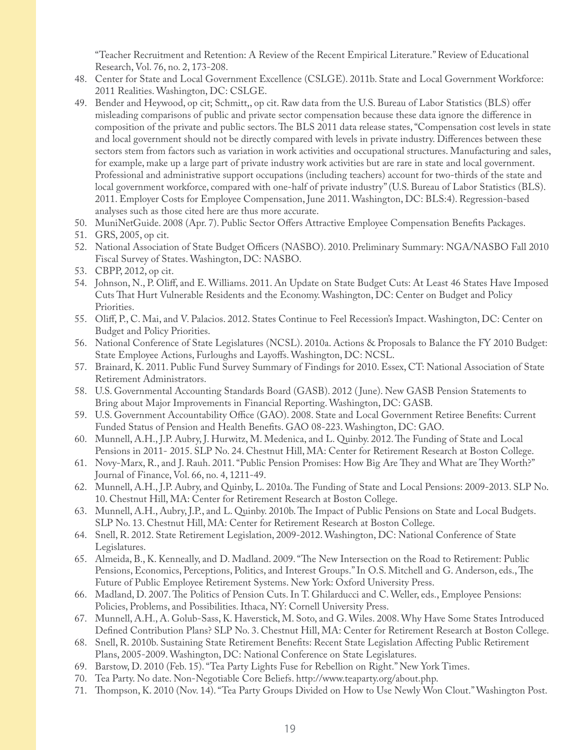"Teacher Recruitment and Retention: A Review of the Recent Empirical Literature." Review of Educational Research, Vol. 76, no. 2, 173-208.

48. Center for State and Local Government Excellence (CSLGE). 2011b. State and Local Government Workforce: 2011 Realities. Washington, DC: CSLGE.
49. Bender and Heywood, op cit; Schmitt,, op cit. Raw data from the U.S. Bureau of Labor Statistics (BLS) offer misleading comparisons of public and private sector compensation because these data ignore the difference in composition of the private and public sectors. The BLS 2011 data release states, "Compensation cost levels in state and local government should not be directly compared with levels in private industry. Differences between these sectors stem from factors such as variation in work activities and occupational structures. Manufacturing and sales, for example, make up a large part of private industry work activities but are rare in state and local government. Professional and administrative support occupations (including teachers) account for two-thirds of the state and local government workforce, compared with one-half of private industry" (U.S. Bureau of Labor Statistics (BLS). 2011. Employer Costs for Employee Compensation, June 2011. Washington, DC: BLS:4). Regression-based analyses such as those cited here are thus more accurate.
50. MuniNetGuide. 2008 (Apr. 7). Public Sector Offers Attractive Employee Compensation Benefits Packages.
51. GRS, 2005, op cit.
52. National Association of State Budget Officers (NASBO). 2010. Preliminary Summary: NGA/NASBO Fall 2010 Fiscal Survey of States. Washington, DC: NASBO.
53. CBPP, 2012, op cit.
54. Johnson, N., P. Oliff, and E. Williams. 2011. An Update on State Budget Cuts: At Least 46 States Have Imposed Cuts That Hurt Vulnerable Residents and the Economy. Washington, DC: Center on Budget and Policy Priorities.
55. Oliff, P., C. Mai, and V. Palacios. 2012. States Continue to Feel Recession's Impact. Washington, DC: Center on Budget and Policy Priorities.
56. National Conference of State Legislatures (NCSL). 2010a. Actions & Proposals to Balance the FY 2010 Budget: State Employee Actions, Furloughs and Layoffs. Washington, DC: NCSL.
57. Brainard, K. 2011. Public Fund Survey Summary of Findings for 2010. Essex, CT: National Association of State Retirement Administrators.
58. U.S. Governmental Accounting Standards Board (GASB). 2012 (June). New GASB Pension Statements to Bring about Major Improvements in Financial Reporting. Washington, DC: GASB.
59. U.S. Government Accountability Office (GAO). 2008. State and Local Government Retiree Benefits: Current Funded Status of Pension and Health Benefits. GAO 08-223. Washington, DC: GAO.
60. Munnell, A.H., J.P. Aubry, J. Hurwitz, M. Medenica, and L. Quinby. 2012. The Funding of State and Local Pensions in 2011- 2015. SLP No. 24. Chestnut Hill, MA: Center for Retirement Research at Boston College.
61. Novy-Marx, R., and J. Rauh. 2011. "Public Pension Promises: How Big Are They and What are They Worth?" Journal of Finance, Vol. 66, no. 4, 1211-49.
62. Munnell, A.H., J.P. Aubry, and Quinby, L. 2010a. The Funding of State and Local Pensions: 2009-2013. SLP No. 10. Chestnut Hill, MA: Center for Retirement Research at Boston College.
63. Munnell, A.H., Aubry, J.P., and L. Quinby. 2010b. The Impact of Public Pensions on State and Local Budgets. SLP No. 13. Chestnut Hill, MA: Center for Retirement Research at Boston College.
64. Snell, R. 2012. State Retirement Legislation, 2009-2012. Washington, DC: National Conference of State Legislatures.
65. Almeida, B., K. Kenneally, and D. Madland. 2009. "The New Intersection on the Road to Retirement: Public Pensions, Economics, Perceptions, Politics, and Interest Groups." In O.S. Mitchell and G. Anderson, eds., The Future of Public Employee Retirement Systems. New York: Oxford University Press.
66. Madland, D. 2007. The Politics of Pension Cuts. In T. Ghilarducci and C. Weller, eds., Employee Pensions: Policies, Problems, and Possibilities. Ithaca, NY: Cornell University Press.
67. Munnell, A.H., A. Golub-Sass, K. Haverstick, M. Soto, and G. Wiles. 2008. Why Have Some States Introduced Defined Contribution Plans? SLP No. 3. Chestnut Hill, MA: Center for Retirement Research at Boston College.
68. Snell, R. 2010b. Sustaining State Retirement Benefits: Recent State Legislation Affecting Public Retirement Plans, 2005-2009. Washington, DC: National Conference on State Legislatures.
69. Barstow, D. 2010 (Feb. 15). "Tea Party Lights Fuse for Rebellion on Right." New York Times.
70. Tea Party. No date. Non-Negotiable Core Beliefs. http://www.teaparty.org/about.php.
71. Thompson, K. 2010 (Nov. 14). "Tea Party Groups Divided on How to Use Newly Won Clout." Washington Post.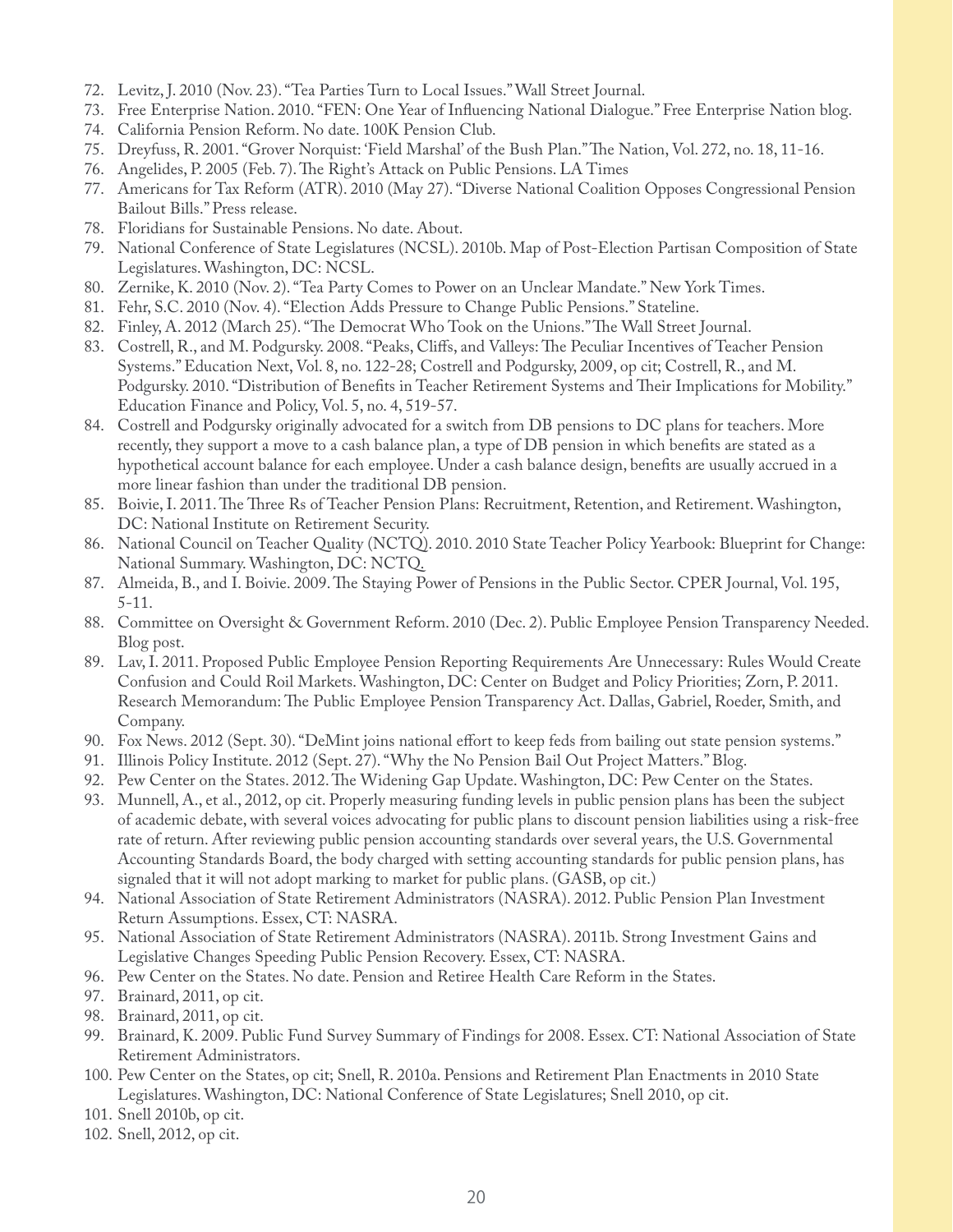72. Levitz, J. 2010 (Nov. 23). "Tea Parties Turn to Local Issues." Wall Street Journal.
73. Free Enterprise Nation. 2010. "FEN: One Year of Influencing National Dialogue." Free Enterprise Nation blog.
74. California Pension Reform. No date. 100K Pension Club.
75. Dreyfuss, R. 2001. "Grover Norquist: 'Field Marshal' of the Bush Plan." The Nation, Vol. 272, no. 18, 11-16.
76. Angelides, P. 2005 (Feb. 7). The Right's Attack on Public Pensions. LA Times
77. Americans for Tax Reform (ATR). 2010 (May 27). "Diverse National Coalition Opposes Congressional Pension Bailout Bills." Press release.
78. Floridians for Sustainable Pensions. No date. About.
79. National Conference of State Legislatures (NCSL). 2010b. Map of Post-Election Partisan Composition of State Legislatures. Washington, DC: NCSL.
80. Zernike, K. 2010 (Nov. 2). "Tea Party Comes to Power on an Unclear Mandate." New York Times.
81. Fehr, S.C. 2010 (Nov. 4). "Election Adds Pressure to Change Public Pensions." Stateline.
82. Finley, A. 2012 (March 25). "The Democrat Who Took on the Unions." The Wall Street Journal.
83. Costrell, R., and M. Podgursky. 2008. "Peaks, Cliffs, and Valleys: The Peculiar Incentives of Teacher Pension Systems." Education Next, Vol. 8, no. 122-28; Costrell and Podgursky, 2009, op cit; Costrell, R., and M. Podgursky. 2010. "Distribution of Benefits in Teacher Retirement Systems and Their Implications for Mobility." Education Finance and Policy, Vol. 5, no. 4, 519-57.
84. Costrell and Podgursky originally advocated for a switch from DB pensions to DC plans for teachers. More recently, they support a move to a cash balance plan, a type of DB pension in which benefits are stated as a hypothetical account balance for each employee. Under a cash balance design, benefits are usually accrued in a more linear fashion than under the traditional DB pension.
85. Boivie, I. 2011. The Three Rs of Teacher Pension Plans: Recruitment, Retention, and Retirement. Washington, DC: National Institute on Retirement Security.
86. National Council on Teacher Quality (NCTQ). 2010. 2010 State Teacher Policy Yearbook: Blueprint for Change: National Summary. Washington, DC: NCTQ.
87. Almeida, B., and I. Boivie. 2009. The Staying Power of Pensions in the Public Sector. CPER Journal, Vol. 195, 5-11.
88. Committee on Oversight & Government Reform. 2010 (Dec. 2). Public Employee Pension Transparency Needed. Blog post.
89. Lav, I. 2011. Proposed Public Employee Pension Reporting Requirements Are Unnecessary: Rules Would Create Confusion and Could Roil Markets. Washington, DC: Center on Budget and Policy Priorities; Zorn, P. 2011. Research Memorandum: The Public Employee Pension Transparency Act. Dallas, Gabriel, Roeder, Smith, and Company.
90. Fox News. 2012 (Sept. 30). "DeMint joins national effort to keep feds from bailing out state pension systems."
91. Illinois Policy Institute. 2012 (Sept. 27). "Why the No Pension Bail Out Project Matters." Blog.
92. Pew Center on the States. 2012. The Widening Gap Update. Washington, DC: Pew Center on the States.
93. Munnell, A., et al., 2012, op cit. Properly measuring funding levels in public pension plans has been the subject of academic debate, with several voices advocating for public plans to discount pension liabilities using a risk-free rate of return. After reviewing public pension accounting standards over several years, the U.S. Governmental Accounting Standards Board, the body charged with setting accounting standards for public pension plans, has signaled that it will not adopt marking to market for public plans. (GASB, op cit.)
94. National Association of State Retirement Administrators (NASRA). 2012. Public Pension Plan Investment Return Assumptions. Essex, CT: NASRA.
95. National Association of State Retirement Administrators (NASRA). 2011b. Strong Investment Gains and Legislative Changes Speeding Public Pension Recovery. Essex, CT: NASRA.
96. Pew Center on the States. No date. Pension and Retiree Health Care Reform in the States.
97. Brainard, 2011, op cit.
98. Brainard, 2011, op cit.
99. Brainard, K. 2009. Public Fund Survey Summary of Findings for 2008. Essex. CT: National Association of State Retirement Administrators.
100. Pew Center on the States, op cit; Snell, R. 2010a. Pensions and Retirement Plan Enactments in 2010 State Legislatures. Washington, DC: National Conference of State Legislatures; Snell 2010, op cit.
101. Snell 2010b, op cit.
102. Snell, 2012, op cit.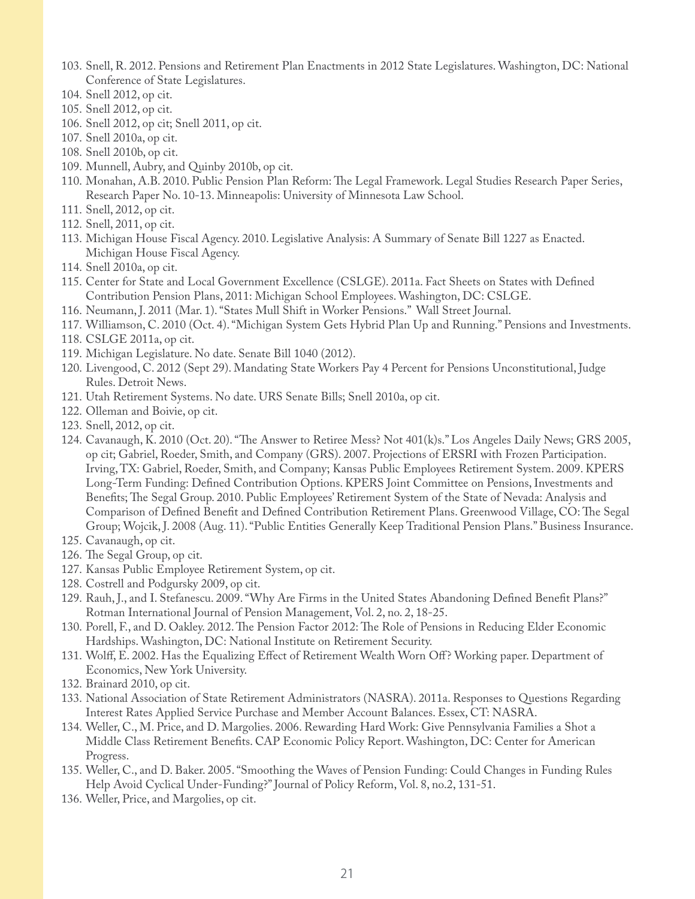103. Snell, R. 2012. Pensions and Retirement Plan Enactments in 2012 State Legislatures. Washington, DC: National Conference of State Legislatures.
104. Snell 2012, op cit.
105. Snell 2012, op cit.
106. Snell 2012, op cit; Snell 2011, op cit.
107. Snell 2010a, op cit.
108. Snell 2010b, op cit.
109. Munnell, Aubry, and Quinby 2010b, op cit.
110. Monahan, A.B. 2010. Public Pension Plan Reform: The Legal Framework. Legal Studies Research Paper Series, Research Paper No. 10-13. Minneapolis: University of Minnesota Law School.
111. Snell, 2012, op cit.
112. Snell, 2011, op cit.
113. Michigan House Fiscal Agency. 2010. Legislative Analysis: A Summary of Senate Bill 1227 as Enacted. Michigan House Fiscal Agency.
114. Snell 2010a, op cit.
115. Center for State and Local Government Excellence (CSLGE). 2011a. Fact Sheets on States with Defined Contribution Pension Plans, 2011: Michigan School Employees. Washington, DC: CSLGE.
116. Neumann, J. 2011 (Mar. 1). "States Mull Shift in Worker Pensions." Wall Street Journal.
117. Williamson, C. 2010 (Oct. 4). "Michigan System Gets Hybrid Plan Up and Running." Pensions and Investments.
118. CSLGE 2011a, op cit.
119. Michigan Legislature. No date. Senate Bill 1040 (2012).
120. Livengood, C. 2012 (Sept 29). Mandating State Workers Pay 4 Percent for Pensions Unconstitutional, Judge Rules. Detroit News.
121. Utah Retirement Systems. No date. URS Senate Bills; Snell 2010a, op cit.
122. Olleman and Boivie, op cit.
123. Snell, 2012, op cit.
124. Cavanaugh, K. 2010 (Oct. 20). "The Answer to Retiree Mess? Not 401(k)s." Los Angeles Daily News; GRS 2005, op cit; Gabriel, Roeder, Smith, and Company (GRS). 2007. Projections of ERSRI with Frozen Participation. Irving, TX: Gabriel, Roeder, Smith, and Company; Kansas Public Employees Retirement System. 2009. KPERS Long-Term Funding: Defined Contribution Options. KPERS Joint Committee on Pensions, Investments and Benefits; The Segal Group. 2010. Public Employees' Retirement System of the State of Nevada: Analysis and Comparison of Defined Benefit and Defined Contribution Retirement Plans. Greenwood Village, CO: The Segal Group; Wojcik, J. 2008 (Aug. 11). "Public Entities Generally Keep Traditional Pension Plans." Business Insurance.
125. Cavanaugh, op cit.
126. The Segal Group, op cit.
127. Kansas Public Employee Retirement System, op cit.
128. Costrell and Podgursky 2009, op cit.
129. Rauh, J., and I. Stefanescu. 2009. "Why Are Firms in the United States Abandoning Defined Benefit Plans?" Rotman International Journal of Pension Management, Vol. 2, no. 2, 18-25.
130. Porell, F., and D. Oakley. 2012. The Pension Factor 2012: The Role of Pensions in Reducing Elder Economic Hardships. Washington, DC: National Institute on Retirement Security.
131. Wolff, E. 2002. Has the Equalizing Effect of Retirement Wealth Worn Off? Working paper. Department of Economics, New York University.
132. Brainard 2010, op cit.
133. National Association of State Retirement Administrators (NASRA). 2011a. Responses to Questions Regarding Interest Rates Applied Service Purchase and Member Account Balances. Essex, CT: NASRA.
134. Weller, C., M. Price, and D. Margolies. 2006. Rewarding Hard Work: Give Pennsylvania Families a Shot a Middle Class Retirement Benefits. CAP Economic Policy Report. Washington, DC: Center for American Progress.
135. Weller, C., and D. Baker. 2005. "Smoothing the Waves of Pension Funding: Could Changes in Funding Rules Help Avoid Cyclical Under-Funding?" Journal of Policy Reform, Vol. 8, no.2, 131-51.
136. Weller, Price, and Margolies, op cit.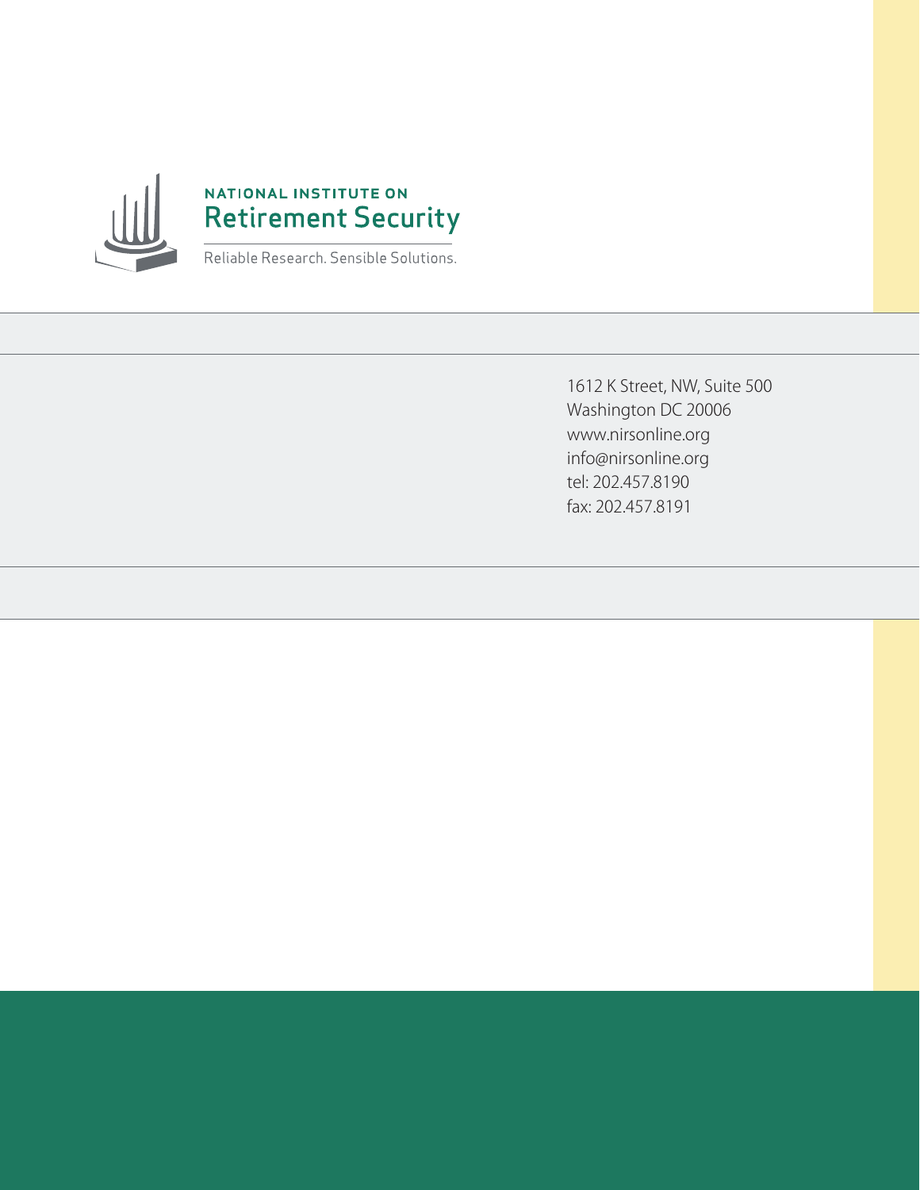NATIONAL INSTITUTE ON

Retirement Security

Reliable Research. Sensible Solutions.

1612 K Street, NW, Suite 500
Washington DC 20006
www.nirsonline.org
info@nirsonline.org
tel: 202.457.8190
fax: 202.457.8191